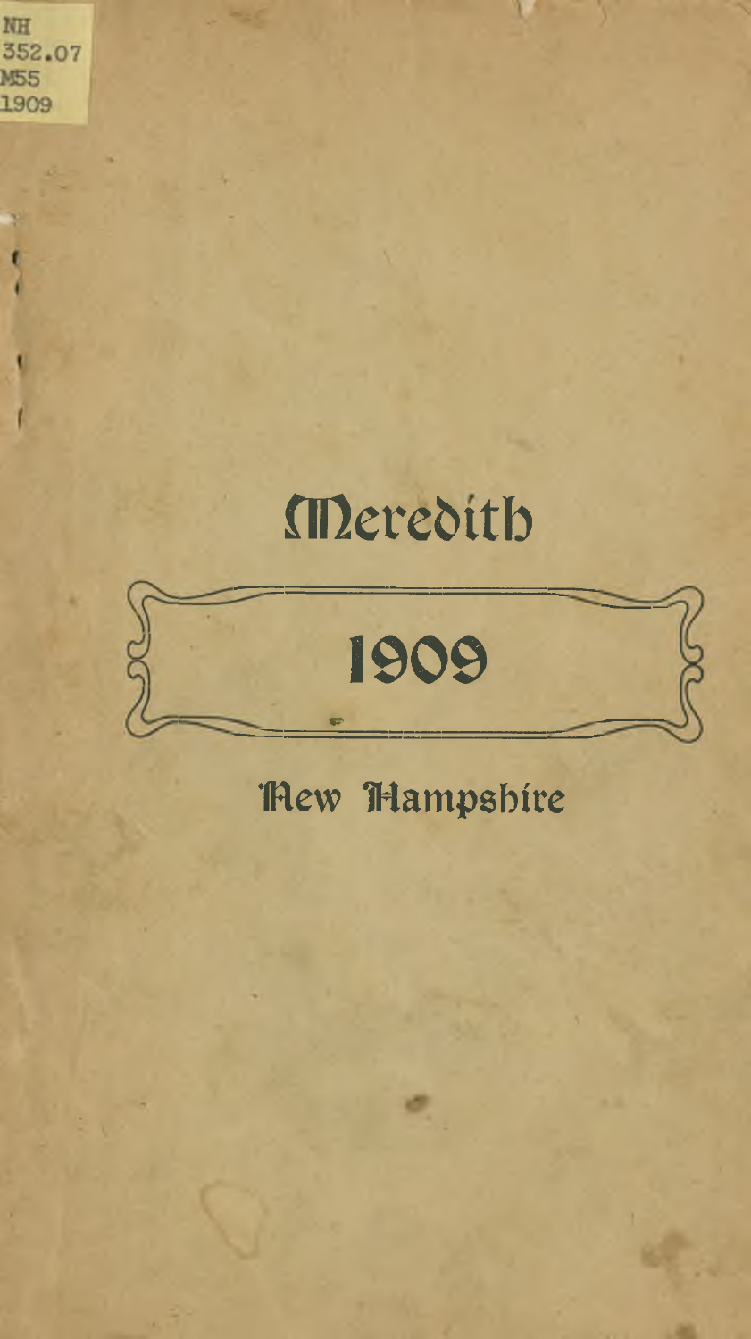NH
352.07
M55
1909

# Meredith

# 1909

## New Hampshire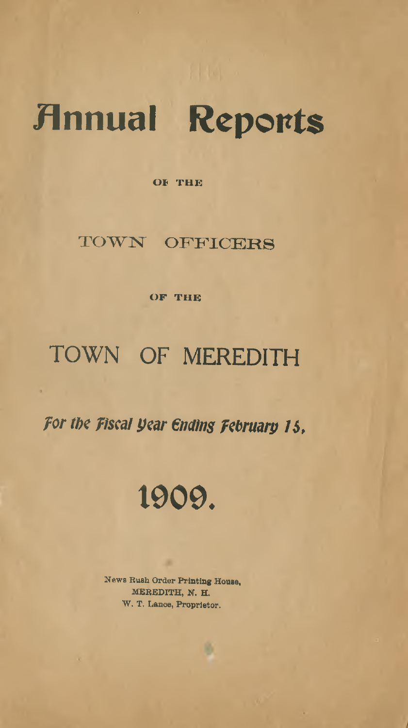# Annual Reports

OF THE

## TOWN OFFICERS

OF THE

# TOWN OF MEREDITH

*For the Fiscal Year Ending February 15,*

# 1909.

News Rush Order Printing House,
MEREDITH, N. H.
W. T. Lance, Proprietor.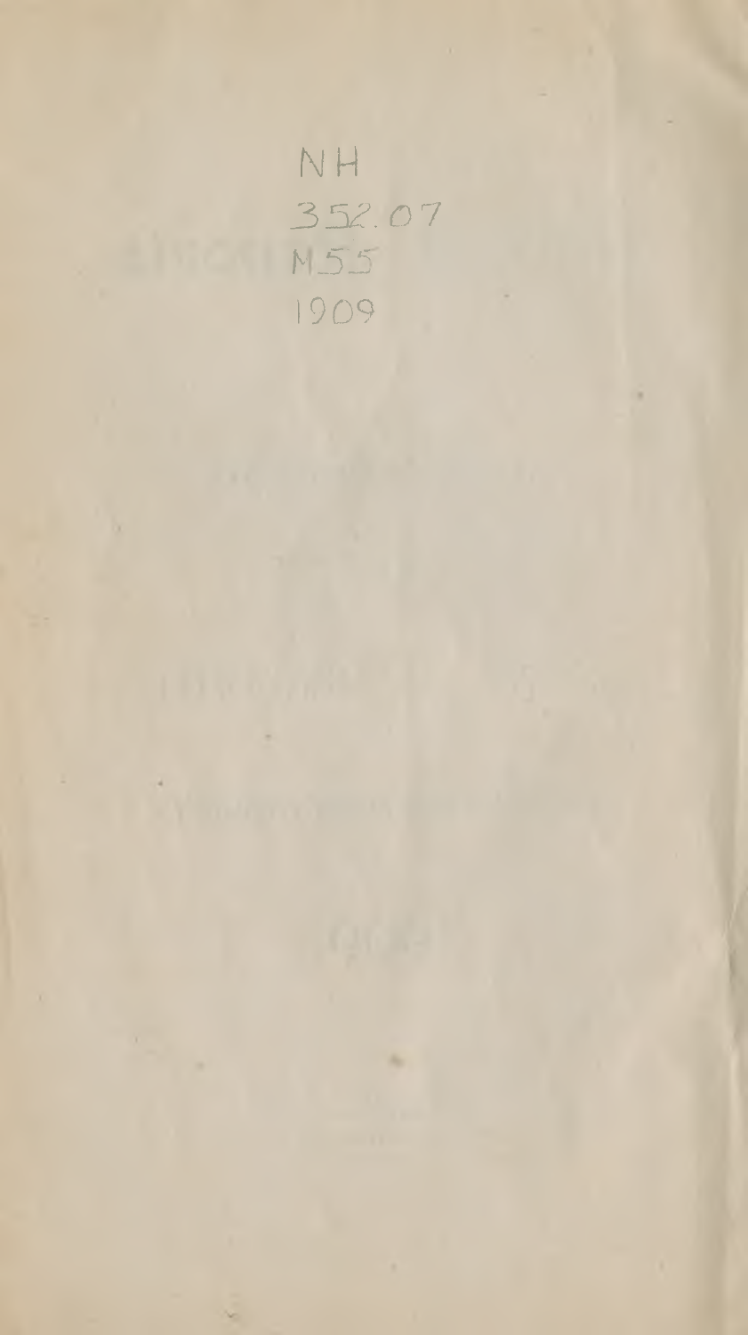NH
352.07
M55
1909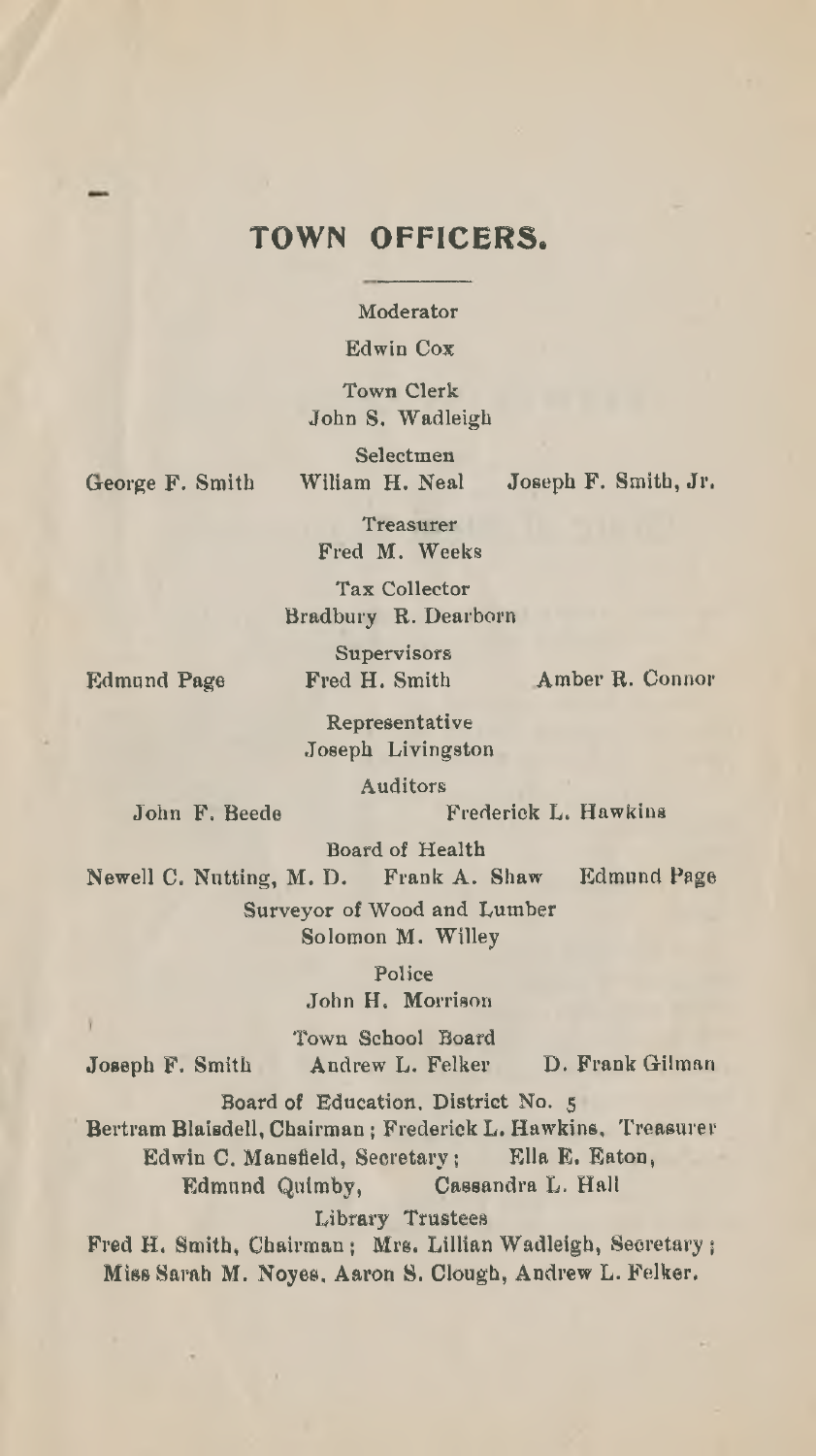# TOWN OFFICERS.

Moderator

Edwin Cox

Town Clerk

John S. Wadleigh

Selectmen

George F. Smith — Wiliam H. Neal — Joseph F. Smith, Jr.

Treasurer

Fred M. Weeks

Tax Collector

Bradbury R. Dearborn

Supervisors

Edmund Page — Fred H. Smith — Amber R. Connor

Representative

Joseph Livingston

Auditors

John F. Beede — Frederick L. Hawkins

Board of Health

Newell C. Nutting, M. D. — Frank A. Shaw — Edmund Page

Surveyor of Wood and Lumber

Solomon M. Willey

Police

John H. Morrison

Town School Board

Joseph F. Smith — Andrew L. Felker — D. Frank Gilman

Board of Education, District No. 5

Bertram Blaisdell, Chairman; Frederick L. Hawkins, Treasurer
Edwin C. Mansfield, Secretary; Ella E. Eaton,
Edmund Quimby, Cassandra L. Hall

Library Trustees

Fred H. Smith, Chairman; Mrs. Lillian Wadleigh, Secretary;
Miss Sarah M. Noyes, Aaron S. Clough, Andrew L. Felker.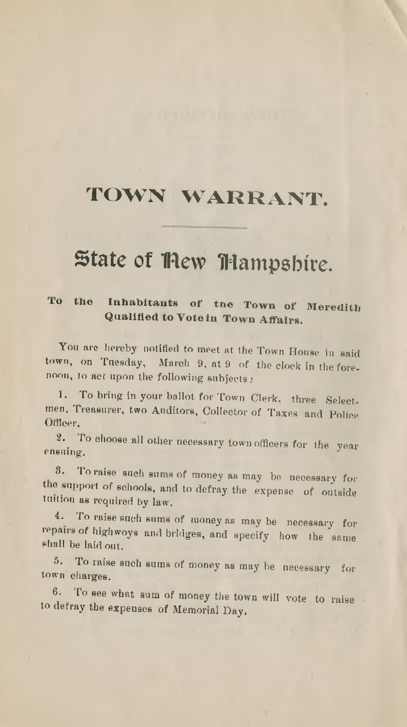# TOWN WARRANT.

## State of New Hampshire.

**To the Inhabitants of the Town of Meredith Qualified to Vote in Town Affairs.**

You are hereby notified to meet at the Town House in said town, on Tuesday, March 9, at 9 of the clock in the forenoon, to act upon the following subjects:

1. To bring in your ballot for Town Clerk, three Selectmen, Treasurer, two Auditors, Collector of Taxes and Police Officer.

2. To choose all other necessary town officers for the year ensuing.

3. To raise such sums of money as may be necessary for the support of schools, and to defray the expense of outside tuition as required by law.

4. To raise such sums of money as may be necessary for repairs of highwoys and bridges, and specify how the same shall be laid out.

5. To raise such sums of money as may be necessary for town charges.

6. To see what sum of money the town will vote to raise to defray the expenses of Memorial Day.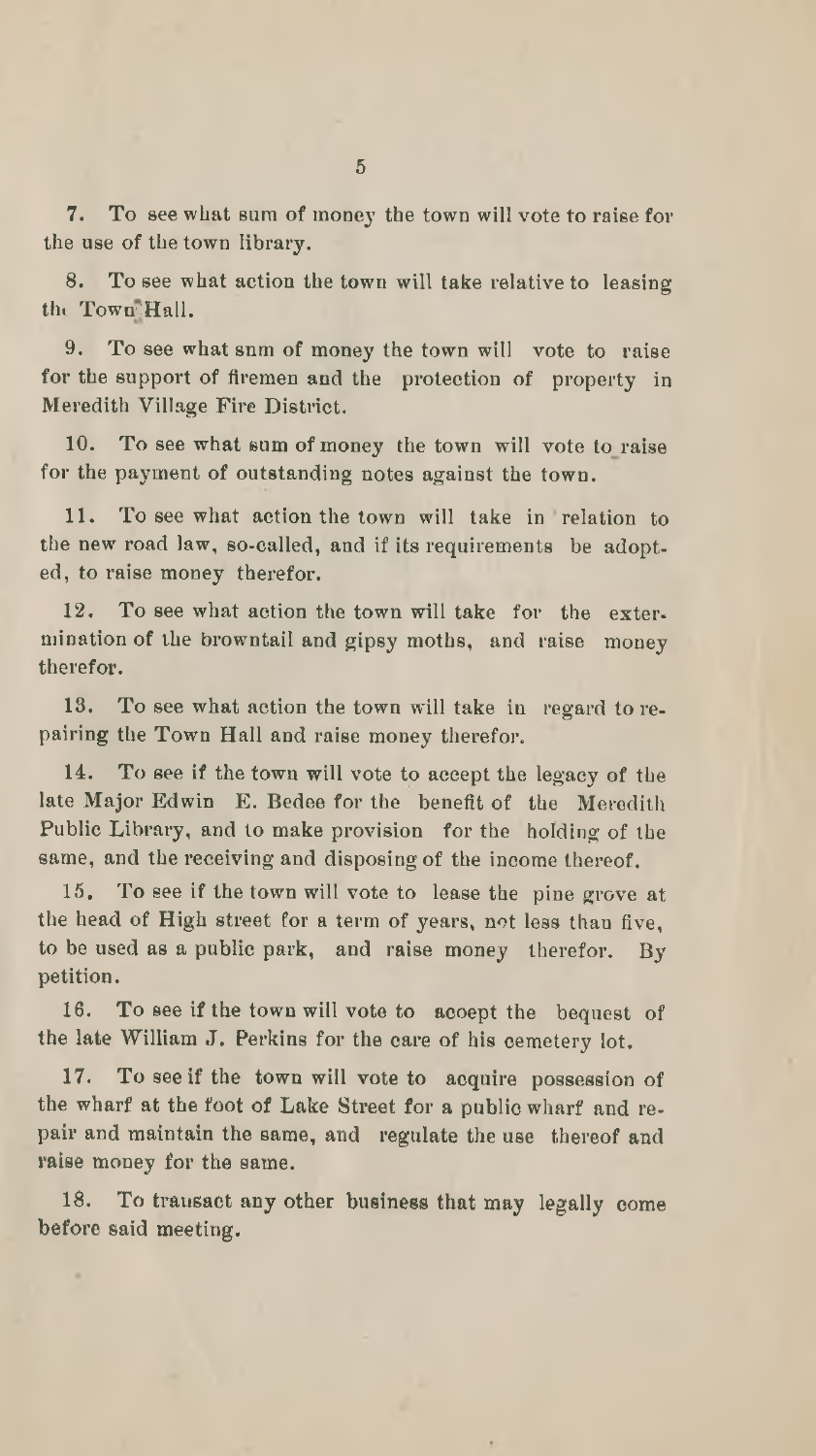7. To see what sum of money the town will vote to raise for the use of the town library.

8. To see what action the town will take relative to leasing the Town Hall.

9. To see what sum of money the town will vote to raise for the support of firemen and the protection of property in Meredith Village Fire District.

10. To see what sum of money the town will vote to raise for the payment of outstanding notes against the town.

11. To see what action the town will take in relation to the new road law, so-called, and if its requirements be adopted, to raise money therefor.

12. To see what action the town will take for the extermination of the browntail and gipsy moths, and raise money therefor.

13. To see what action the town will take in regard to repairing the Town Hall and raise money therefor.

14. To see if the town will vote to accept the legacy of the late Major Edwin E. Bedee for the benefit of the Meredith Public Library, and to make provision for the holding of the same, and the receiving and disposing of the income thereof.

15. To see if the town will vote to lease the pine grove at the head of High street for a term of years, not less than five, to be used as a public park, and raise money therefor. By petition.

16. To see if the town will vote to accept the bequest of the late William J. Perkins for the care of his cemetery lot.

17. To see if the town will vote to acquire possession of the wharf at the foot of Lake Street for a public wharf and repair and maintain the same, and regulate the use thereof and raise money for the same.

18. To transact any other business that may legally come before said meeting.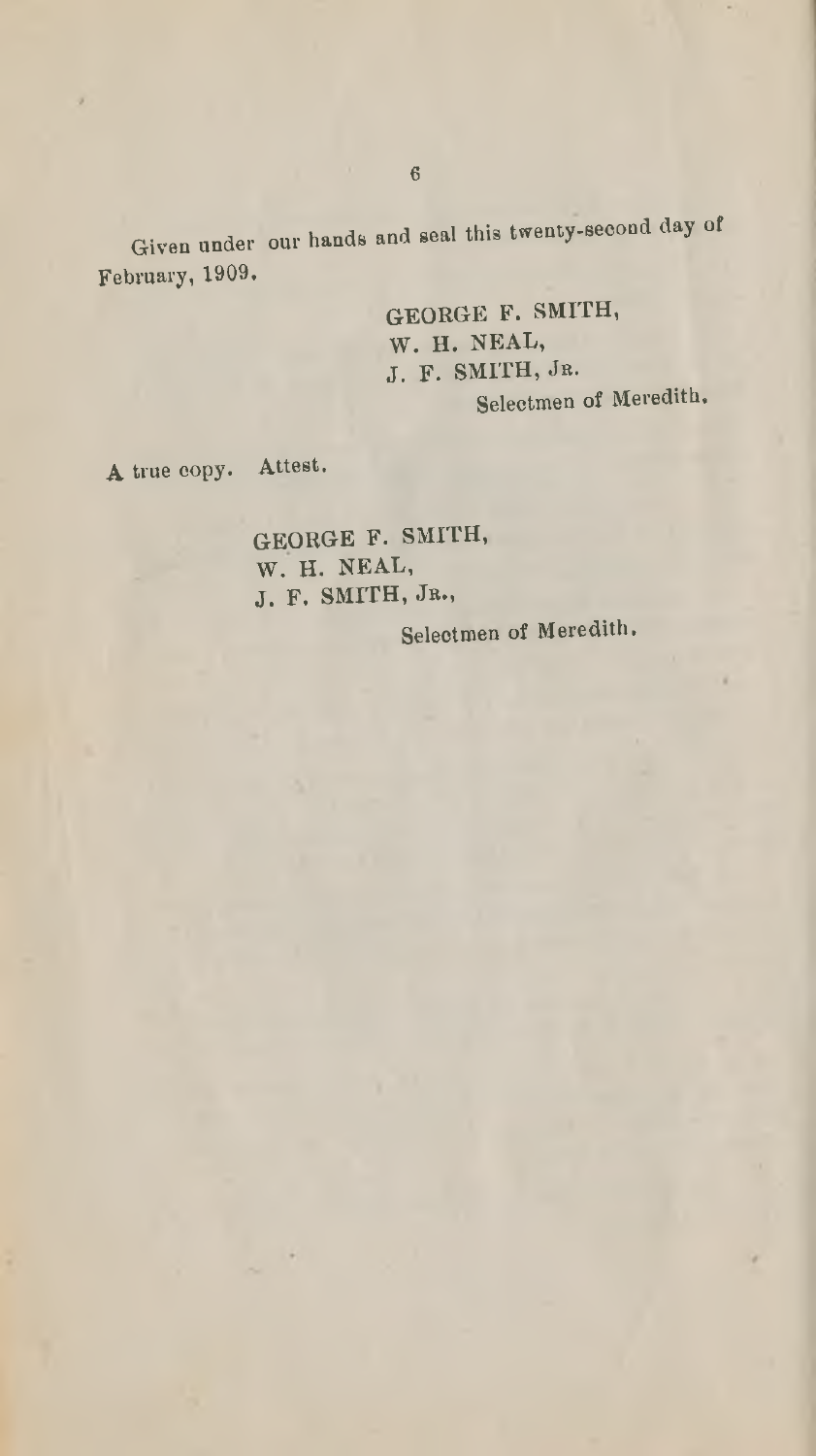Given under our hands and seal this twenty-second day of February, 1909.

GEORGE F. SMITH,  
W. H. NEAL,  
J. F. SMITH, Jr.  
Selectmen of Meredith.

A true copy. Attest.

GEORGE F. SMITH,  
W. H. NEAL,  
J. F. SMITH, Jr.,  
Selectmen of Meredith.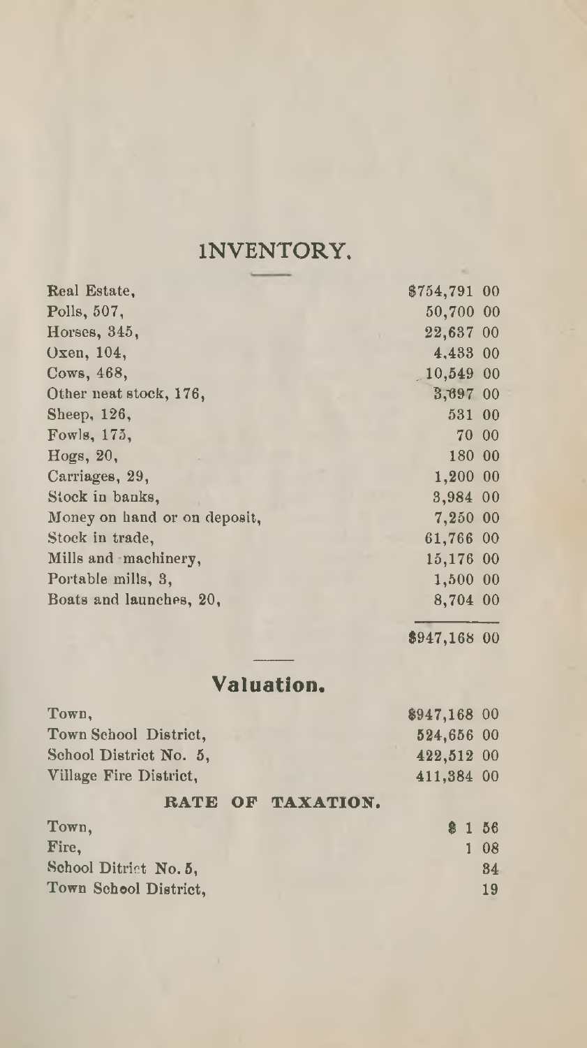# INVENTORY.

| | |
|---|---|
| Real Estate, | $754,791 00 |
| Polls, 507, | 50,700 00 |
| Horses, 345, | 22,637 00 |
| Oxen, 104, | 4,433 00 |
| Cows, 468, | 10,549 00 |
| Other neat stock, 176, | 3,697 00 |
| Sheep, 126, | 531 00 |
| Fowls, 175, | 70 00 |
| Hogs, 20, | 180 00 |
| Carriages, 29, | 1,200 00 |
| Stock in banks, | 3,984 00 |
| Money on hand or on deposit, | 7,250 00 |
| Stock in trade, | 61,766 00 |
| Mills and machinery, | 15,176 00 |
| Portable mills, 3, | 1,500 00 |
| Boats and launches, 20, | 8,704 00 |
| | $947,168 00 |

## Valuation.

| | |
|---|---|
| Town, | $947,168 00 |
| Town School District, | 524,656 00 |
| School District No. 5, | 422,512 00 |
| Village Fire District, | 411,384 00 |

### RATE OF TAXATION.

| | |
|---|---|
| Town, | $ 1 56 |
| Fire, | 1 08 |
| School Ditrict No. 5, | 84 |
| Town School District, | 19 |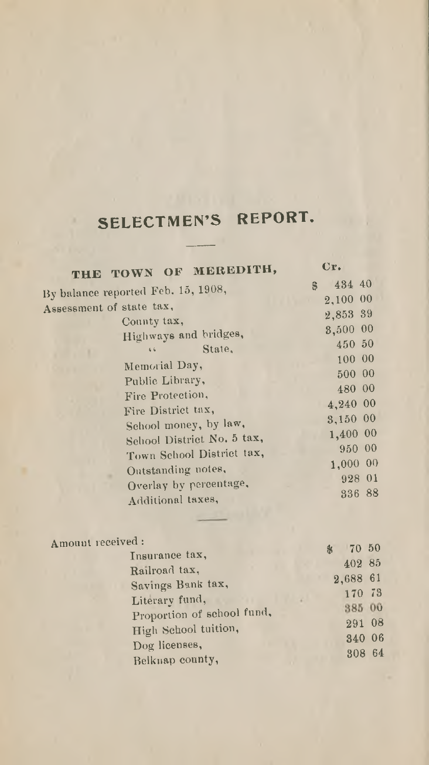# SELECTMEN'S REPORT.

| THE TOWN OF MEREDITH, | Cr. |
|---|---|
| By balance reported Feb. 15, 1908, | $ 434 40 |
| Assessment of state tax, | 2,100 00 |
| County tax, | 2,853 39 |
| Highways and bridges, | 3,500 00 |
| " State, | 450 50 |
| Memorial Day, | 100 00 |
| Public Library, | 500 00 |
| Fire Protection, | 480 00 |
| Fire District tax, | 4,240 00 |
| School money, by law, | 3,150 00 |
| School District No. 5 tax, | 1,400 00 |
| Town School District tax, | 950 00 |
| Outstanding notes, | 1,000 00 |
| Overlay by percentage, | 928 01 |
| Additional taxes, | 336 88 |

| Amount received : | |
|---|---|
| Insurance tax, | $ 70 50 |
| Railroad tax, | 402 85 |
| Savings Bank tax, | 2,688 61 |
| Literary fund, | 170 73 |
| Proportion of school fund, | 385 00 |
| High School tuition, | 291 08 |
| Dog licenses, | 340 06 |
| Belknap county, | 308 64 |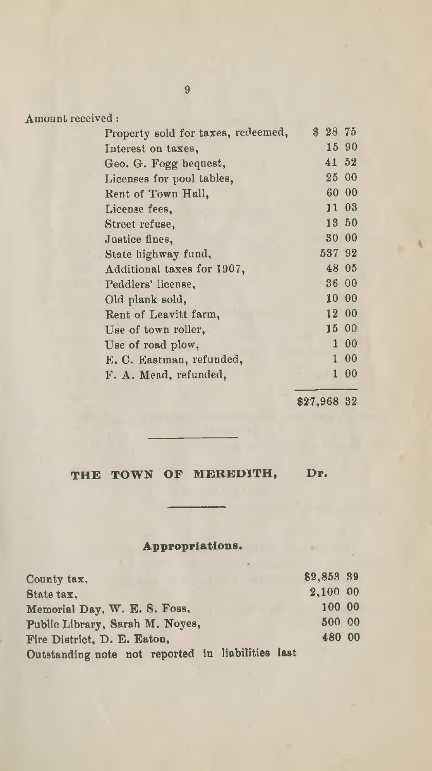Amount received :

| | |
|---|---|
| Property sold for taxes, redeemed, | $ 28 75 |
| Interest on taxes, | 15 90 |
| Geo. G. Fogg bequest, | 41 52 |
| Licenses for pool tables, | 25 00 |
| Rent of Town Hall, | 60 00 |
| License fees, | 11 03 |
| Street refuse, | 13 50 |
| Justice fines, | 30 00 |
| State highway fund, | 537 92 |
| Additional taxes for 1907, | 48 05 |
| Peddlers' license, | 36 00 |
| Old plank sold, | 10 00 |
| Rent of Leavitt farm, | 12 00 |
| Use of town roller, | 15 00 |
| Use of road plow, | 1 00 |
| E. C. Eastman, refunded, | 1 00 |
| F. A. Mead, refunded, | 1 00 |
| | $27,968 32 |

## THE TOWN OF MEREDITH, Dr.

### Appropriations.

| | |
|---|---|
| County tax, | $2,853 39 |
| State tax, | 2,100 00 |
| Memorial Day, W. E. S. Foss, | 100 00 |
| Public Library, Sarah M. Noyes, | 500 00 |
| Fire District, D. E. Eaton, | 480 00 |

Outstanding note not reported in liabilities last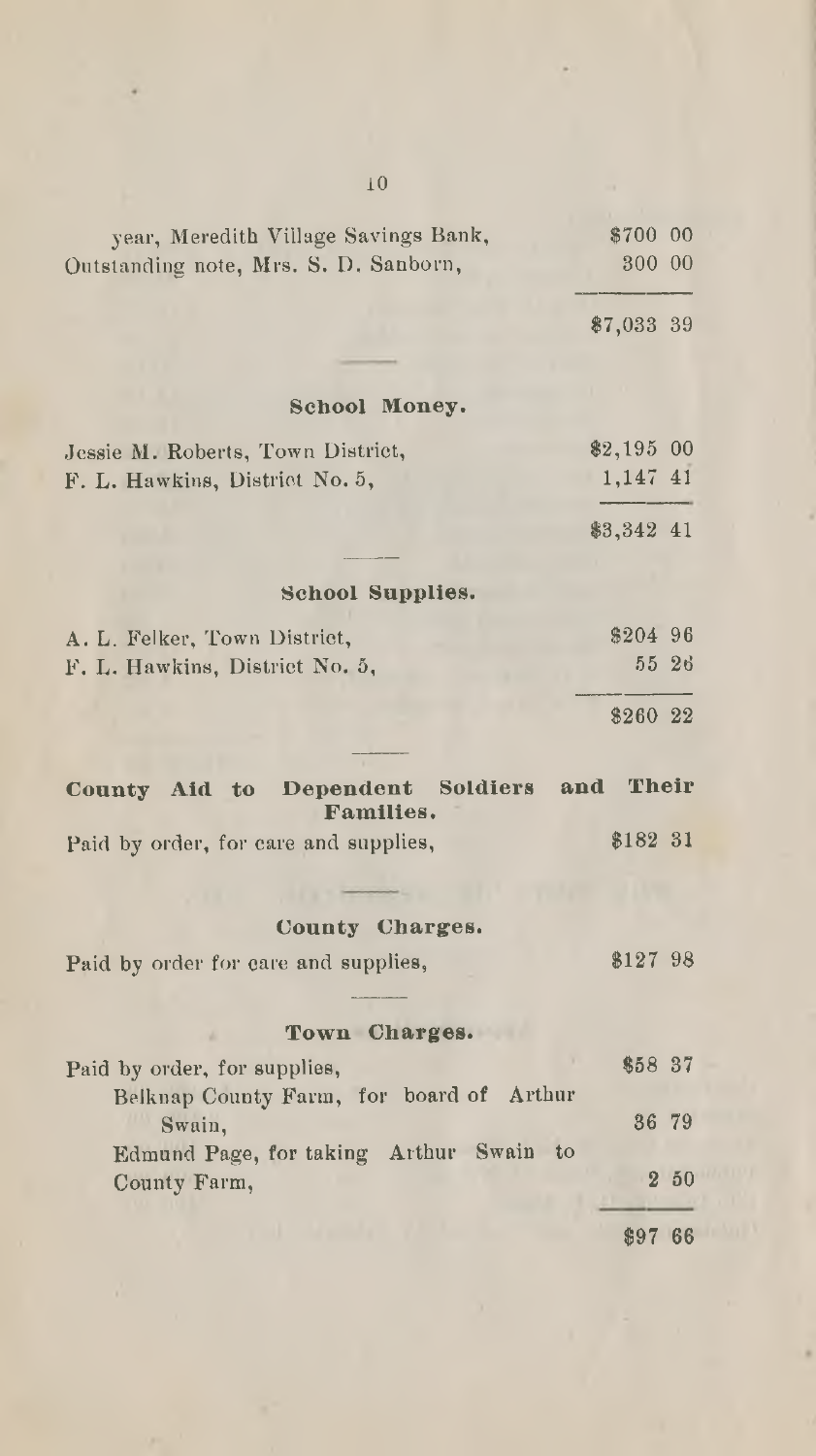| | |
|---|---|
| year, Meredith Village Savings Bank, | $700 00 |
| Outstanding note, Mrs. S. D. Sanborn, | 300 00 |
| | $7,033 39 |

### School Money.

| | |
|---|---|
| Jessie M. Roberts, Town District, | $2,195 00 |
| F. L. Hawkins, District No. 5, | 1,147 41 |
| | $3,342 41 |

### School Supplies.

| | |
|---|---|
| A. L. Felker, Town District, | $204 96 |
| F. L. Hawkins, District No. 5, | 55 26 |
| | $260 22 |

### County Aid to Dependent Soldiers and Their Families.

| | |
|---|---|
| Paid by order, for care and supplies, | $182 31 |

### County Charges.

| | |
|---|---|
| Paid by order for care and supplies, | $127 98 |

### Town Charges.

| | |
|---|---|
| Paid by order, for supplies, | $58 37 |
| Belknap County Farm, for board of Arthur Swain, | 36 79 |
| Edmund Page, for taking Arthur Swain to County Farm, | 2 50 |
| | $97 66 |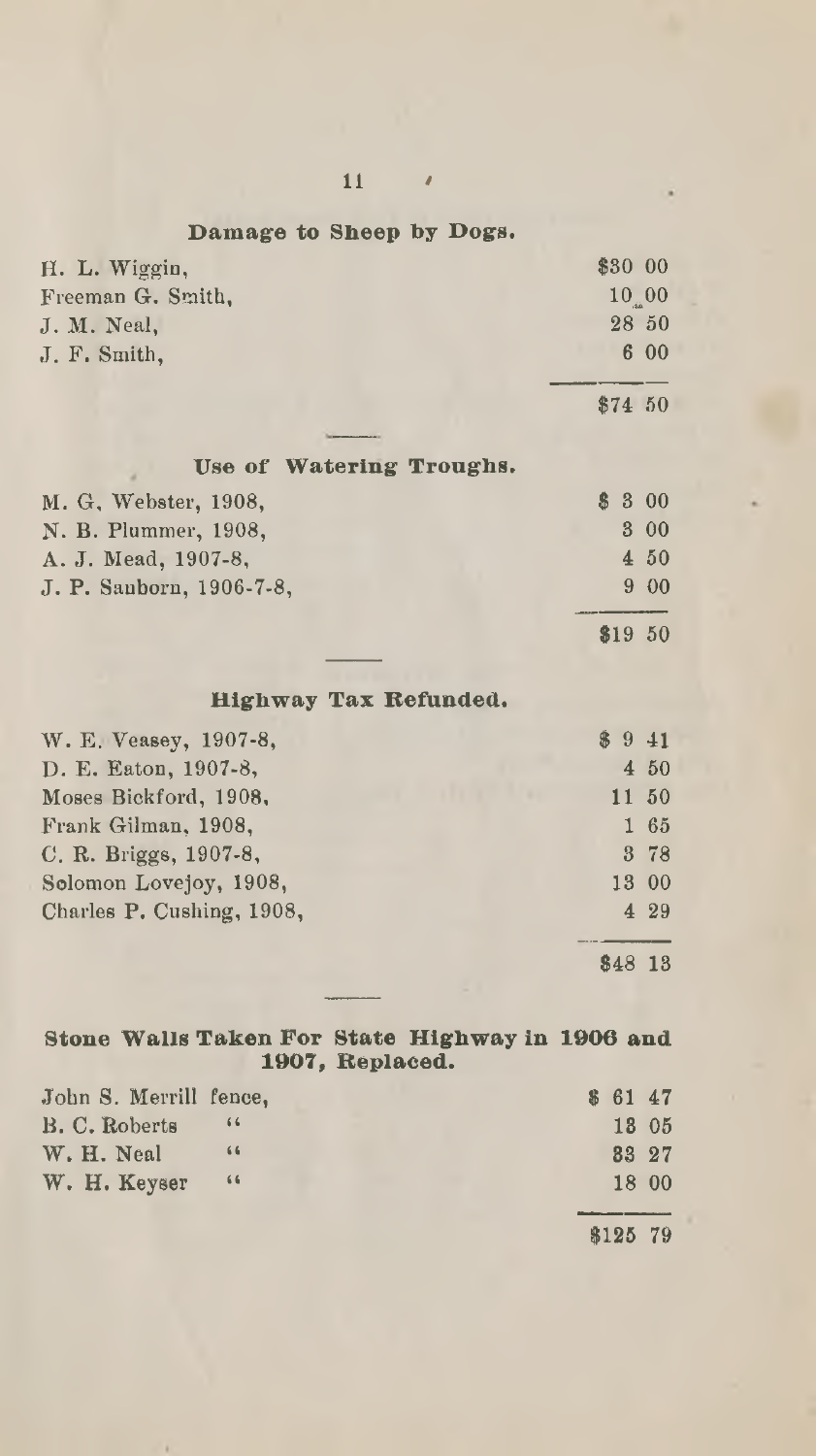## Damage to Sheep by Dogs.

| | |
|---|---|
| H. L. Wiggin, | $30 00 |
| Freeman G. Smith, | 10 00 |
| J. M. Neal, | 28 50 |
| J. F. Smith, | 6 00 |
| | $74 50 |

## Use of Watering Troughs.

| | |
|---|---|
| M. G. Webster, 1908, | $ 3 00 |
| N. B. Plummer, 1908, | 3 00 |
| A. J. Mead, 1907-8, | 4 50 |
| J. P. Sanborn, 1906-7-8, | 9 00 |
| | $19 50 |

## Highway Tax Refunded.

| | |
|---|---|
| W. E. Veasey, 1907-8, | $ 9 41 |
| D. E. Eaton, 1907-8, | 4 50 |
| Moses Bickford, 1908, | 11 50 |
| Frank Gilman, 1908, | 1 65 |
| C. R. Briggs, 1907-8, | 3 78 |
| Solomon Lovejoy, 1908, | 13 00 |
| Charles P. Cushing, 1908, | 4 29 |
| | $48 13 |

## Stone Walls Taken For State Highway in 1906 and 1907, Replaced.

| | |
|---|---|
| John S. Merrill fence, | $ 61 47 |
| B. C. Roberts " | 13 05 |
| W. H. Neal " | 33 27 |
| W. H. Keyser " | 18 00 |
| | $125 79 |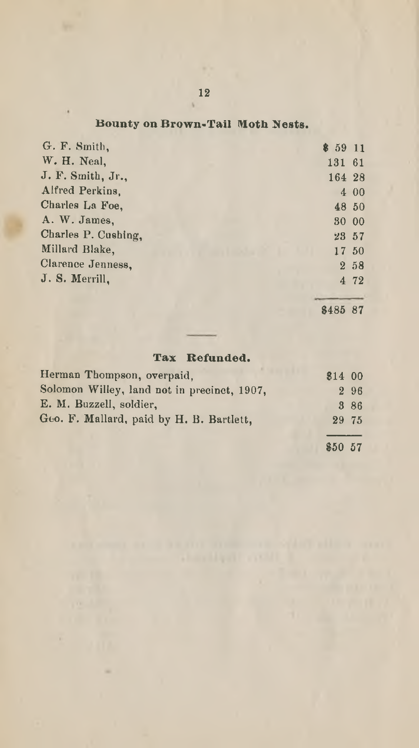## Bounty on Brown-Tail Moth Nests.

| | |
|---|---|
| G. F. Smith, | $ 59 11 |
| W. H. Neal, | 131 61 |
| J. F. Smith, Jr., | 164 28 |
| Alfred Perkins, | 4 00 |
| Charles La Foe, | 48 50 |
| A. W. James, | 30 00 |
| Charles P. Cushing, | 23 57 |
| Millard Blake, | 17 50 |
| Clarence Jenness, | 2 58 |
| J. S. Merrill, | 4 72 |
| | $485 87 |

## Tax Refunded.

| | |
|---|---|
| Herman Thompson, overpaid, | $14 00 |
| Solomon Willey, land not in precinct, 1907, | 2 96 |
| E. M. Buzzell, soldier, | 3 86 |
| Geo. F. Mallard, paid by H. B. Bartlett, | 29 75 |
| | $50 57 |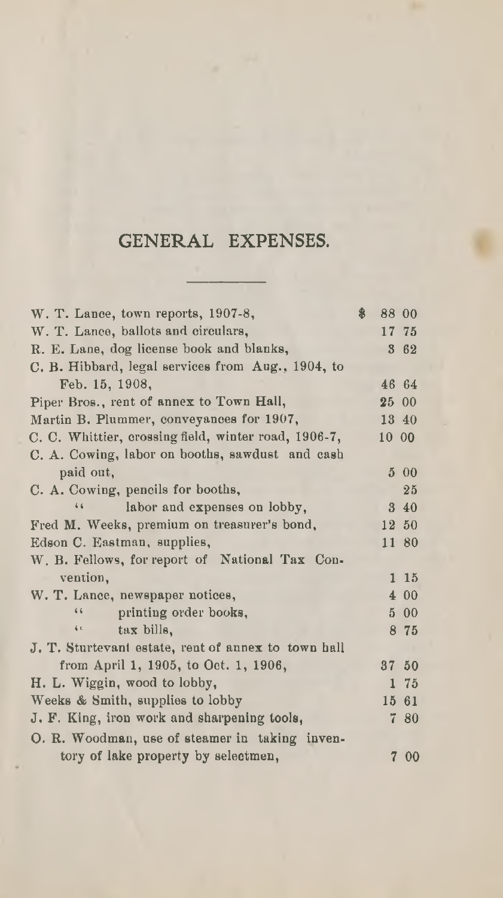# GENERAL EXPENSES.

| | |
|---|---|
| W. T. Lance, town reports, 1907-8, | $ 88 00 |
| W. T. Lance, ballots and circulars, | 17 75 |
| R. E. Lane, dog license book and blanks, | 3 62 |
| C. B. Hibbard, legal services from Aug., 1904, to Feb. 15, 1908, | 46 64 |
| Piper Bros., rent of annex to Town Hall, | 25 00 |
| Martin B. Plummer, conveyances for 1907, | 13 40 |
| C. C. Whittier, crossing field, winter road, 1906-7, | 10 00 |
| C. A. Cowing, labor on booths, sawdust and cash paid out, | 5 00 |
| C. A. Cowing, pencils for booths, | 25 |
| " labor and expenses on lobby, | 3 40 |
| Fred M. Weeks, premium on treasurer's bond, | 12 50 |
| Edson C. Eastman, supplies, | 11 80 |
| W. B. Fellows, for report of National Tax Convention, | 1 15 |
| W. T. Lance, newspaper notices, | 4 00 |
| " printing order books, | 5 00 |
| " tax bills, | 8 75 |
| J. T. Sturtevant estate, rent of annex to town hall from April 1, 1905, to Oct. 1, 1906, | 37 50 |
| H. L. Wiggin, wood to lobby, | 1 75 |
| Weeks & Smith, supplies to lobby | 15 61 |
| J. F. King, iron work and sharpening tools, | 7 80 |
| O. R. Woodman, use of steamer in taking inventory of lake property by selectmen, | 7 00 |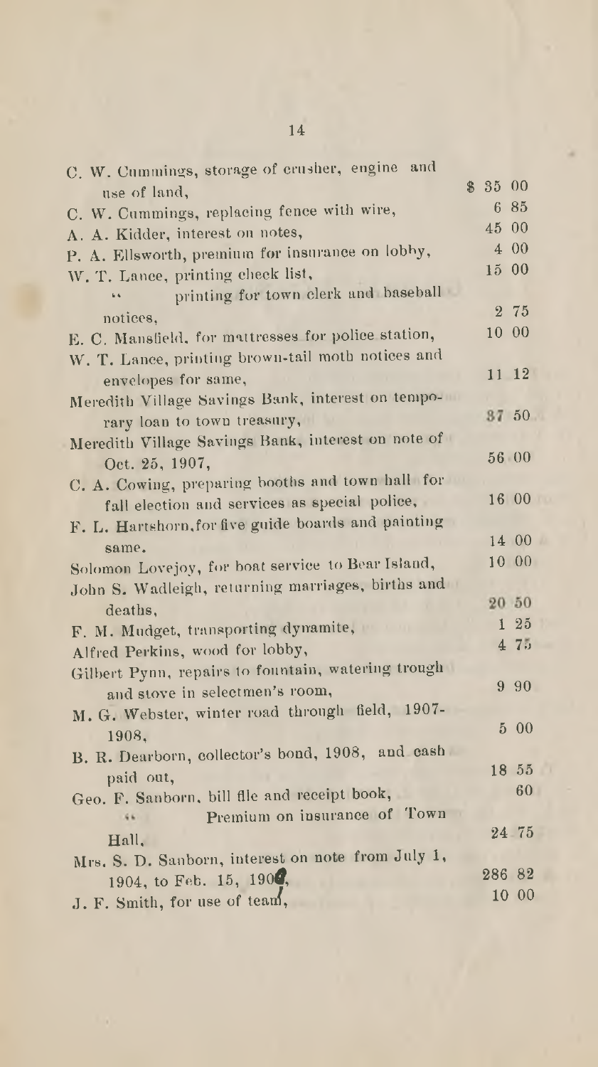| | |
|---|---|
| C. W. Cummings, storage of crusher, engine and use of land, | $ 35 00 |
| C. W. Cummings, replacing fence with wire, | 6 85 |
| A. A. Kidder, interest on notes, | 45 00 |
| P. A. Ellsworth, premium for insurance on lobby, | 4 00 |
| W. T. Lance, printing check list, | 15 00 |
| " printing for town clerk and baseball notices, | 2 75 |
| E. C. Mansfield, for mattresses for police station, | 10 00 |
| W. T. Lance, printing brown-tail moth notices and envelopes for same, | 11 12 |
| Meredith Village Savings Bank, interest on temporary loan to town treasury, | 37 50 |
| Meredith Village Savings Bank, interest on note of Oct. 25, 1907, | 56 00 |
| C. A. Cowing, preparing booths and town hall for fall election and services as special police, | 16 00 |
| F. L. Hartshorn, for five guide boards and painting same. | 14 00 |
| Solomon Lovejoy, for boat service to Bear Island, | 10 00 |
| John S. Wadleigh, returning marriages, births and deaths, | 20 50 |
| F. M. Mudget, transporting dynamite, | 1 25 |
| Alfred Perkins, wood for lobby, | 4 75 |
| Gilbert Pynn, repairs to fountain, watering trough and stove in selectmen's room, | 9 90 |
| M. G. Webster, winter road through field, 1907-1908, | 5 00 |
| B. R. Dearborn, collector's bond, 1908, and cash paid out, | 18 55 |
| Geo. F. Sanborn, bill file and receipt book, | 60 |
| " Premium on insurance of Town Hall, | 24 75 |
| Mrs. S. D. Sanborn, interest on note from July 1, 1904, to Feb. 15, 1909, | 286 82 |
| J. F. Smith, for use of team, | 10 00 |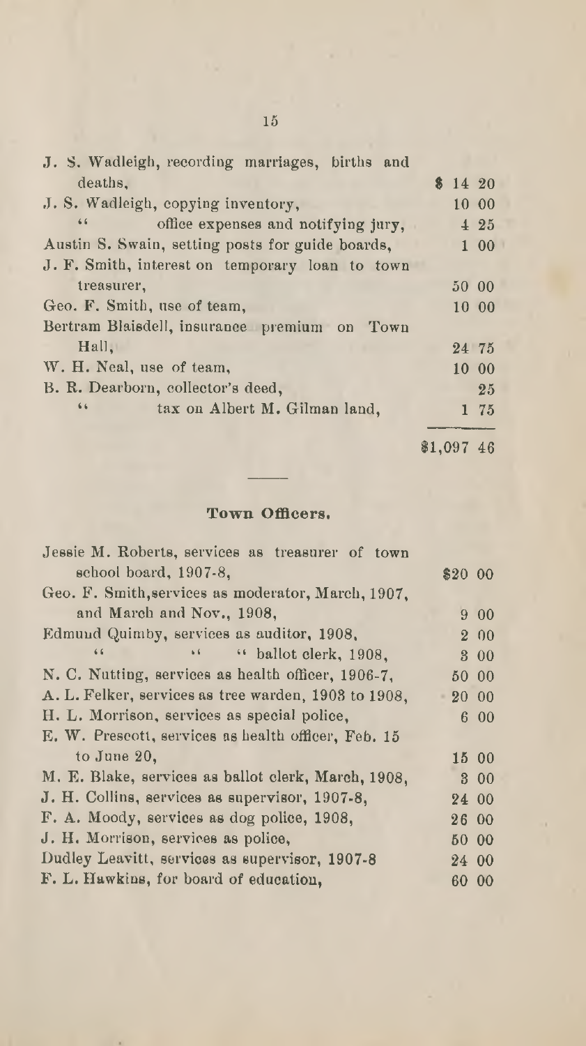| | |
|---|---|
| J. S. Wadleigh, recording marriages, births and deaths, | $ 14 20 |
| J. S. Wadleigh, copying inventory, | 10 00 |
| " office expenses and notifying jury, | 4 25 |
| Austin S. Swain, setting posts for guide boards, | 1 00 |
| J. F. Smith, interest on temporary loan to town treasurer, | 50 00 |
| Geo. F. Smith, use of team, | 10 00 |
| Bertram Blaisdell, insurance premium on Town Hall, | 24 75 |
| W. H. Neal, use of team, | 10 00 |
| B. R. Dearborn, collector's deed, | 25 |
| " tax on Albert M. Gilman land, | 1 75 |
| | $1,097 46 |

## Town Officers.

| | |
|---|---|
| Jessie M. Roberts, services as treasurer of town school board, 1907-8, | $20 00 |
| Geo. F. Smith, services as moderator, March, 1907, and March and Nov., 1908, | 9 00 |
| Edmund Quimby, services as auditor, 1908, | 2 00 |
| " " " ballot clerk, 1908, | 3 00 |
| N. C. Nutting, services as health officer, 1906-7, | 50 00 |
| A. L. Felker, services as tree warden, 1903 to 1908, | 20 00 |
| H. L. Morrison, services as special police, | 6 00 |
| E. W. Prescott, services as health officer, Feb. 15 to June 20, | 15 00 |
| M. E. Blake, services as ballot clerk, March, 1908, | 3 00 |
| J. H. Collins, services as supervisor, 1907-8, | 24 00 |
| F. A. Moody, services as dog police, 1908, | 26 00 |
| J. H. Morrison, services as police, | 50 00 |
| Dudley Leavitt, services as supervisor, 1907-8 | 24 00 |
| F. L. Hawkins, for board of education, | 60 00 |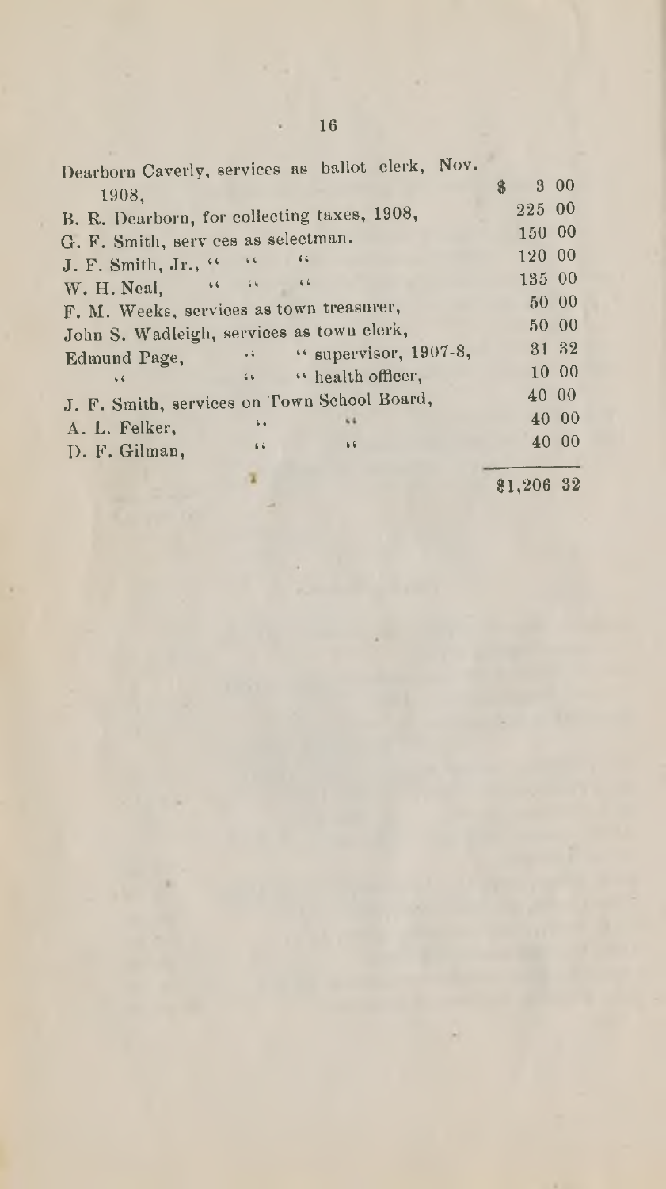| | |
|---|---|
| Dearborn Caverly, services as ballot clerk, Nov. 1908, | $ 3 00 |
| B. R. Dearborn, for collecting taxes, 1908, | 225 00 |
| G. F. Smith, serv ces as selectman. | 150 00 |
| J. F. Smith, Jr., " " " | 120 00 |
| W. H. Neal, " " " | 135 00 |
| F. M. Weeks, services as town treasurer, | 50 00 |
| John S. Wadleigh, services as town clerk, | 50 00 |
| Edmund Page, " " supervisor, 1907-8, | 31 32 |
| " " " health officer, | 10 00 |
| J. F. Smith, services on Town School Board, | 40 00 |
| A. L. Felker, " " | 40 00 |
| D. F. Gilman, " " | 40 00 |
| | $1,206 32 |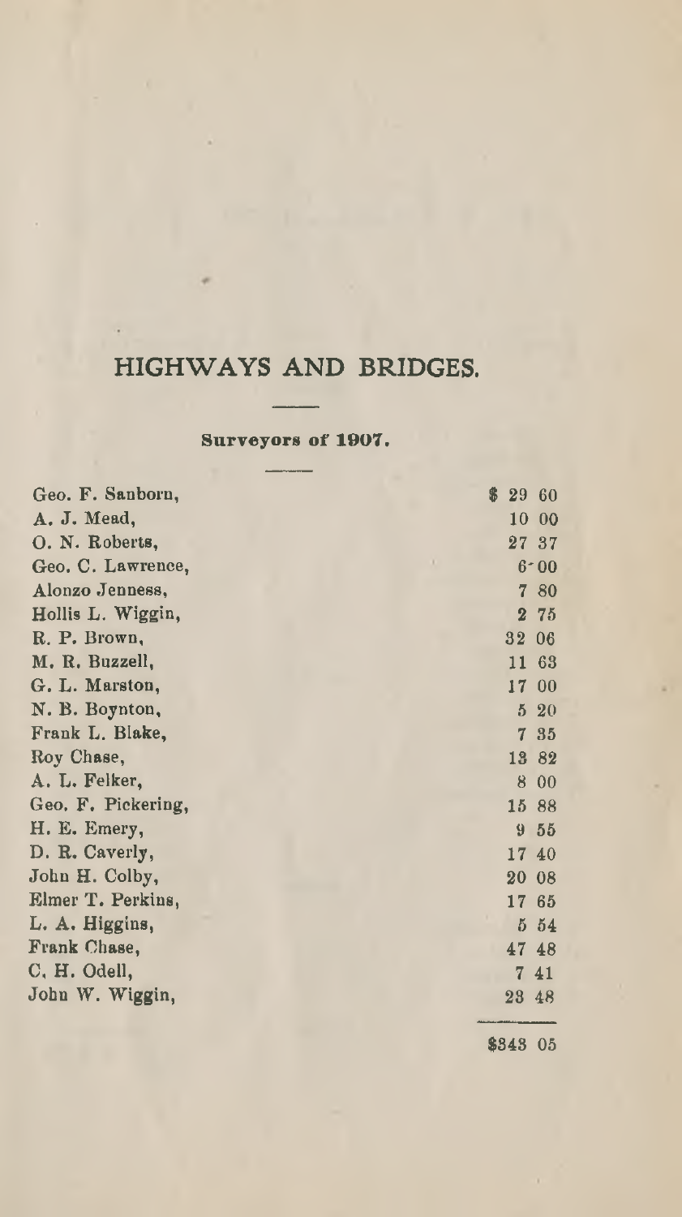# HIGHWAYS AND BRIDGES.

## Surveyors of 1907.

| | |
|---|---|
| Geo. F. Sanborn, | $ 29 60 |
| A. J. Mead, | 10 00 |
| O. N. Roberts, | 27 37 |
| Geo. C. Lawrence, | 6 00 |
| Alonzo Jenness, | 7 80 |
| Hollis L. Wiggin, | 2 75 |
| R. P. Brown, | 32 06 |
| M. R. Buzzell, | 11 63 |
| G. L. Marston, | 17 00 |
| N. B. Boynton, | 5 20 |
| Frank L. Blake, | 7 35 |
| Roy Chase, | 13 82 |
| A. L. Felker, | 8 00 |
| Geo. F. Pickering, | 15 88 |
| H. E. Emery, | 9 55 |
| D. R. Caverly, | 17 40 |
| John H. Colby, | 20 08 |
| Elmer T. Perkins, | 17 65 |
| L. A. Higgins, | 5 54 |
| Frank Chase, | 47 48 |
| C. H. Odell, | 7 41 |
| John W. Wiggin, | 23 48 |
| | $343 05 |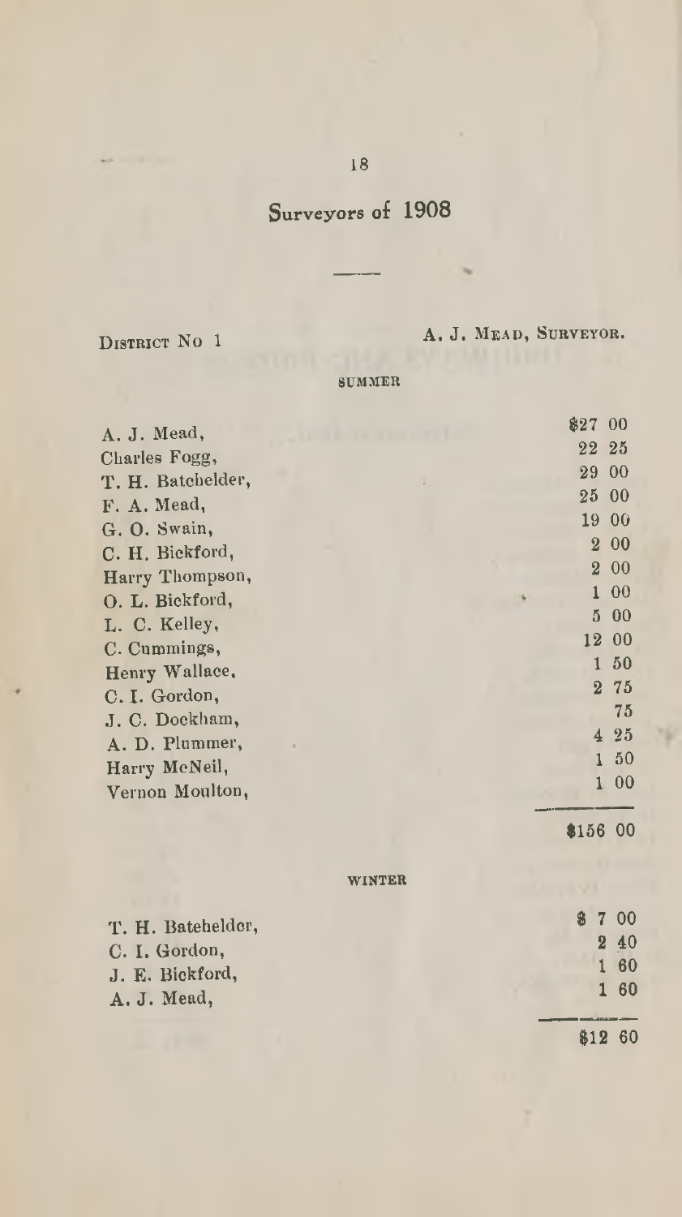# Surveyors of 1908

DISTRICT No 1 — A. J. MEAD, SURVEYOR.

SUMMER

| | |
|---|---|
| A. J. Mead, | $27 00 |
| Charles Fogg, | 22 25 |
| T. H. Batchelder, | 29 00 |
| F. A. Mead, | 25 00 |
| G. O. Swain, | 19 00 |
| C. H. Bickford, | 2 00 |
| Harry Thompson, | 2 00 |
| O. L. Bickford, | 1 00 |
| L. C. Kelley, | 5 00 |
| C. Cummings, | 12 00 |
| Henry Wallace, | 1 50 |
| C. I. Gordon, | 2 75 |
| J. C. Dockham, | 75 |
| A. D. Plummer, | 4 25 |
| Harry McNeil, | 1 50 |
| Vernon Moulton, | 1 00 |
| | $156 00 |

WINTER

| | |
|---|---|
| T. H. Batchelder, | $ 7 00 |
| C. I. Gordon, | 2 40 |
| J. E. Bickford, | 1 60 |
| A. J. Mead, | 1 60 |
| | $12 60 |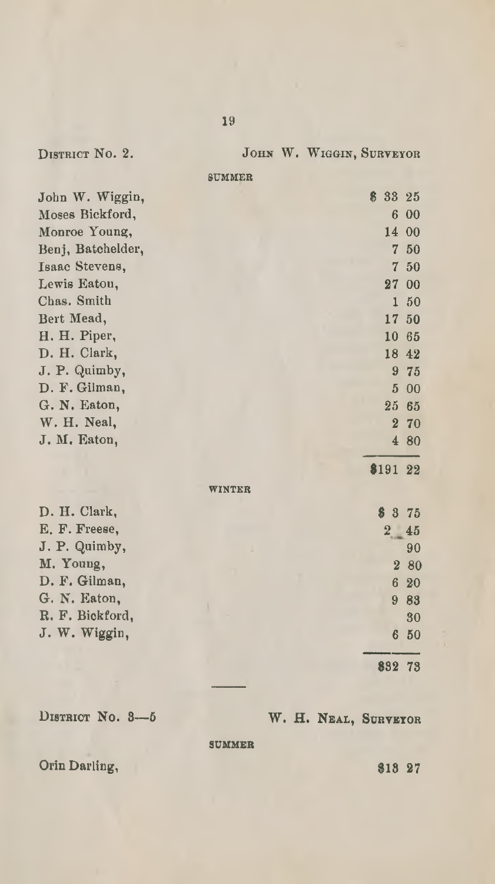DISTRICT NO. 2. JOHN W. WIGGIN, SURVEYOR

SUMMER

| | |
|---|---|
| John W. Wiggin, | $ 33 25 |
| Moses Bickford, | 6 00 |
| Monroe Young, | 14 00 |
| Benj, Batchelder, | 7 50 |
| Isaac Stevens, | 7 50 |
| Lewis Eaton, | 27 00 |
| Chas. Smith | 1 50 |
| Bert Mead, | 17 50 |
| H. H. Piper, | 10 65 |
| D. H. Clark, | 18 42 |
| J. P. Quimby, | 9 75 |
| D. F. Gilman, | 5 00 |
| G. N. Eaton, | 25 65 |
| W. H. Neal, | 2 70 |
| J. M. Eaton, | 4 80 |
| | $191 22 |

WINTER

| | |
|---|---|
| D. H. Clark, | $ 3 75 |
| E. F. Freese, | 2 45 |
| J. P. Quimby, | 90 |
| M. Young, | 2 80 |
| D. F. Gilman, | 6 20 |
| G. N. Eaton, | 9 83 |
| R. F. Bickford, | 30 |
| J. W. Wiggin, | 6 50 |
| | $32 73 |

DISTRICT NO. 3—5 W. H. NEAL, SURVEYOR

SUMMER

| | |
|---|---|
| Orin Darling, | $13 27 |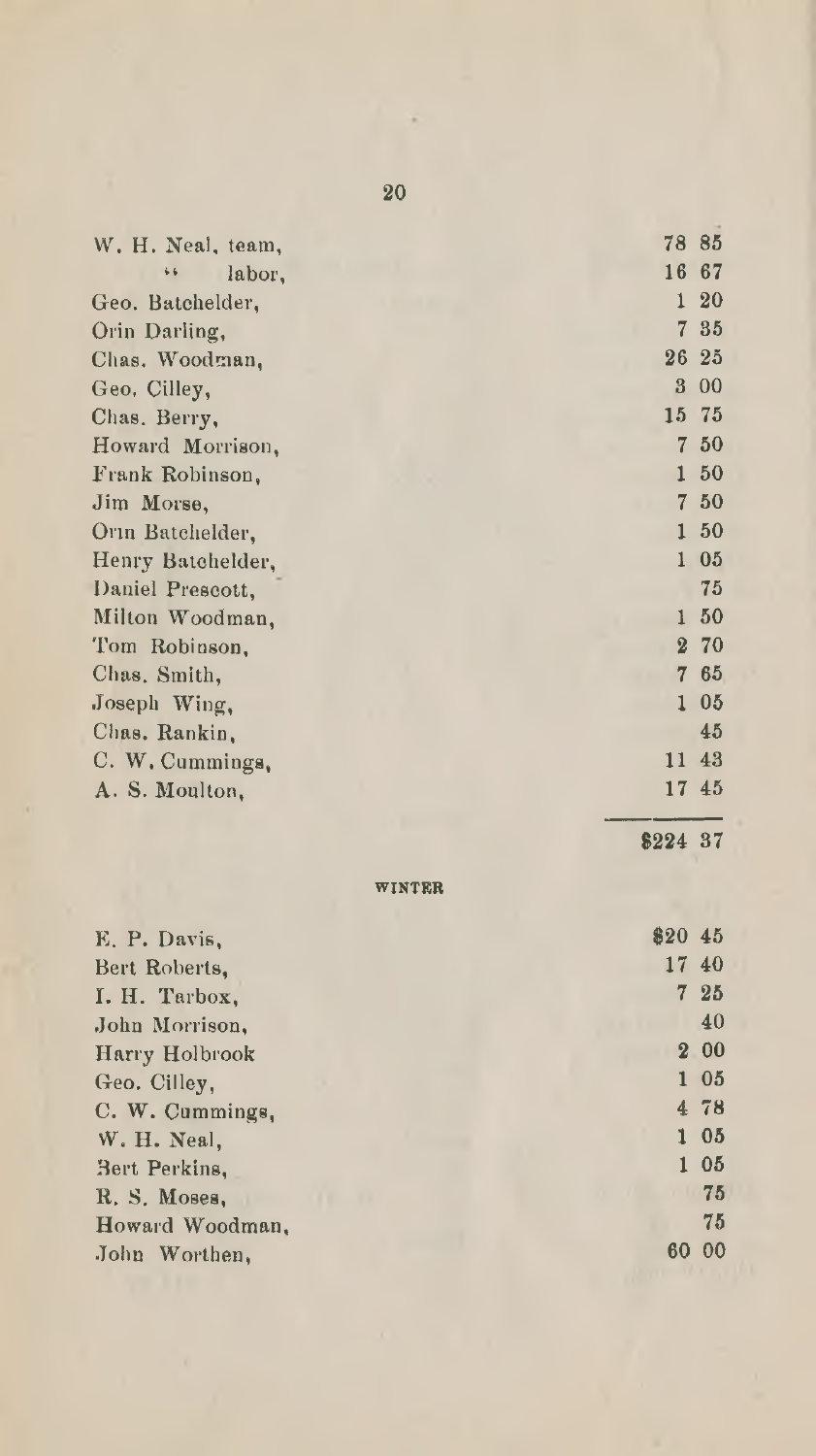| | |
|---|---|
| W. H. Neal, team, | 78 85 |
| " labor, | 16 67 |
| Geo. Batchelder, | 1 20 |
| Orin Darling, | 7 35 |
| Chas. Woodman, | 26 25 |
| Geo. Cilley, | 3 00 |
| Chas. Berry, | 15 75 |
| Howard Morrison, | 7 50 |
| Frank Robinson, | 1 50 |
| Jim Morse, | 7 50 |
| Orin Batchelder, | 1 50 |
| Henry Batchelder, | 1 05 |
| Daniel Prescott, | 75 |
| Milton Woodman, | 1 50 |
| Tom Robinson, | 2 70 |
| Chas. Smith, | 7 65 |
| Joseph Wing, | 1 05 |
| Chas. Rankin, | 45 |
| C. W. Cummings, | 11 43 |
| A. S. Moulton, | 17 45 |
| | $224 37 |

WINTER

| | |
|---|---|
| E. P. Davis, | $20 45 |
| Bert Roberts, | 17 40 |
| I. H. Tarbox, | 7 25 |
| John Morrison, | 40 |
| Harry Holbrook | 2 00 |
| Geo. Cilley, | 1 05 |
| C. W. Cummings, | 4 78 |
| W. H. Neal, | 1 05 |
| Bert Perkins, | 1 05 |
| R. S. Moses, | 75 |
| Howard Woodman, | 75 |
| John Worthen, | 60 00 |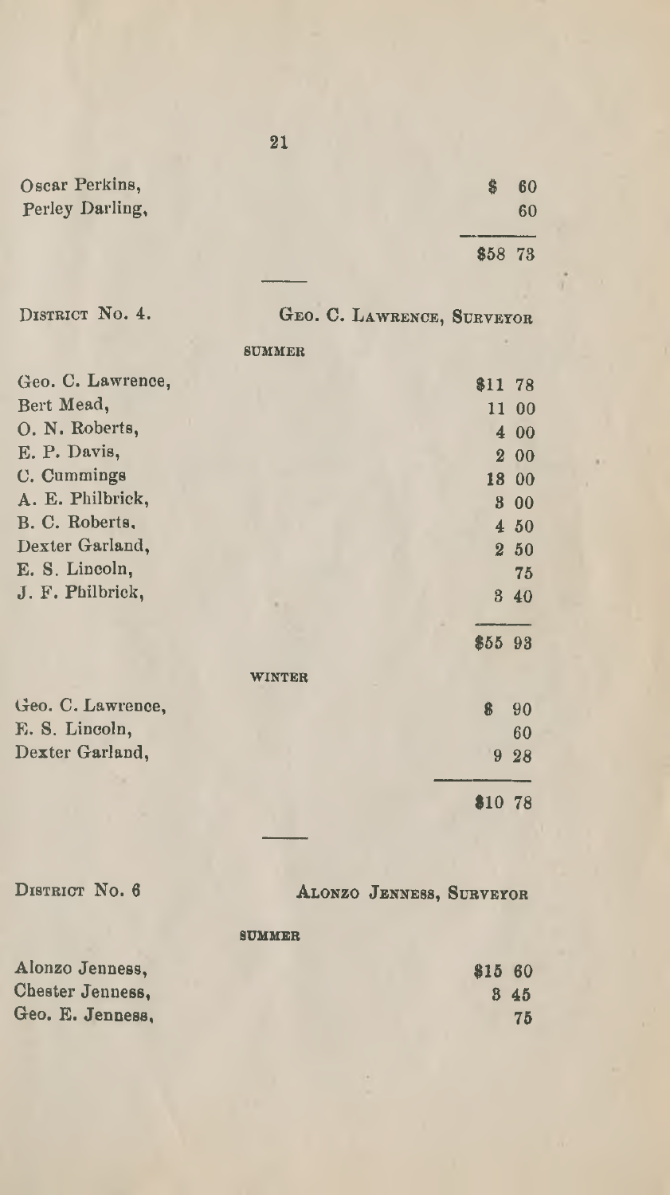| | |
|---|---|
| Oscar Perkins, | $ 60 |
| Perley Darling, | 60 |
| | $58 73 |

---

DISTRICT No. 4. GEO. C. LAWRENCE, SURVEYOR

SUMMER

| | |
|---|---|
| Geo. C. Lawrence, | $11 78 |
| Bert Mead, | 11 00 |
| O. N. Roberts, | 4 00 |
| E. P. Davis, | 2 00 |
| C. Cummings | 18 00 |
| A. E. Philbrick, | 3 00 |
| B. C. Roberts, | 4 50 |
| Dexter Garland, | 2 50 |
| E. S. Lincoln, | 75 |
| J. F. Philbrick, | 3 40 |
| | $55 93 |

WINTER

| | |
|---|---|
| Geo. C. Lawrence, | $ 90 |
| E. S. Lincoln, | 60 |
| Dexter Garland, | 9 28 |
| | $10 78 |

---

DISTRICT No. 6 ALONZO JENNESS, SURVEYOR

SUMMER

| | |
|---|---|
| Alonzo Jenness, | $15 60 |
| Chester Jenness, | 3 45 |
| Geo. E. Jenness, | 75 |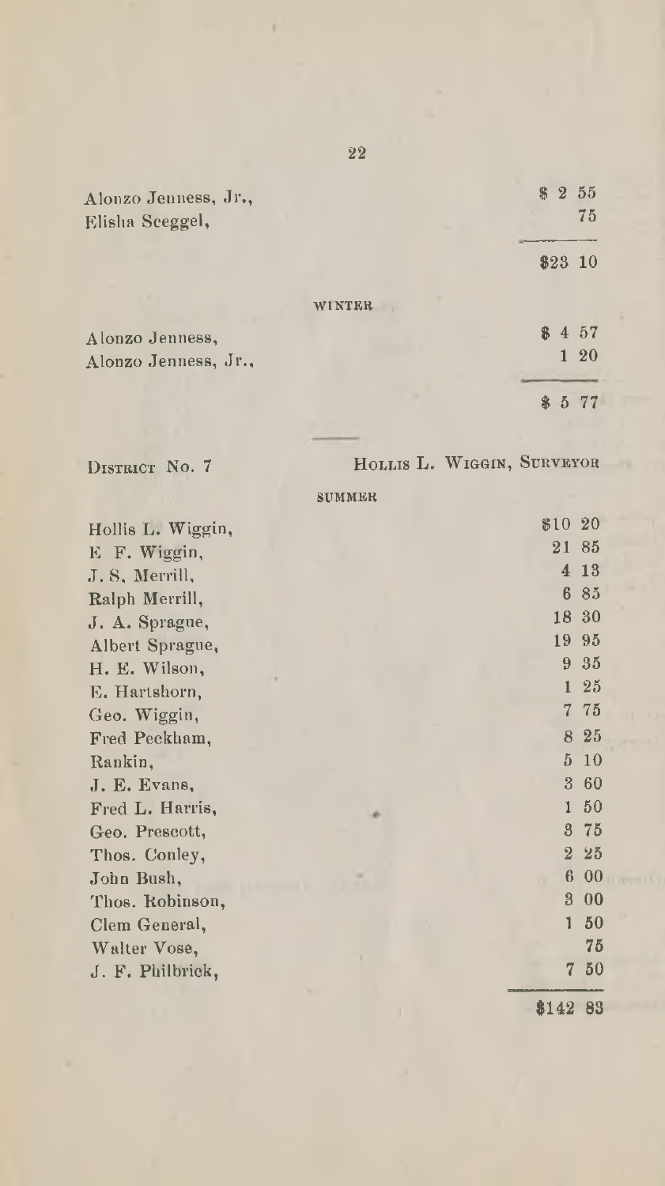| | |
|---|---|
| Alonzo Jenness, Jr., | $ 2 55 |
| Elisha Sceggel, | 75 |
| | $23 10 |

WINTER

| | |
|---|---|
| Alonzo Jenness, | $ 4 57 |
| Alonzo Jenness, Jr., | 1 20 |
| | $ 5 77 |

DISTRICT No. 7 — HOLLIS L. WIGGIN, SURVEYOR

SUMMER

| | |
|---|---|
| Hollis L. Wiggin, | $10 20 |
| E. F. Wiggin, | 21 85 |
| J. S. Merrill, | 4 13 |
| Ralph Merrill, | 6 85 |
| J. A. Sprague, | 18 30 |
| Albert Sprague, | 19 95 |
| H. E. Wilson, | 9 35 |
| E. Hartshorn, | 1 25 |
| Geo. Wiggin, | 7 75 |
| Fred Peckham, | 8 25 |
| Rankin, | 5 10 |
| J. E. Evans, | 3 60 |
| Fred L. Harris, | 1 50 |
| Geo. Prescott, | 3 75 |
| Thos. Conley, | 2 25 |
| John Bush, | 6 00 |
| Thos. Robinson, | 3 00 |
| Clem General, | 1 50 |
| Walter Vose, | 75 |
| J. F. Philbrick, | 7 50 |
| | $142 83 |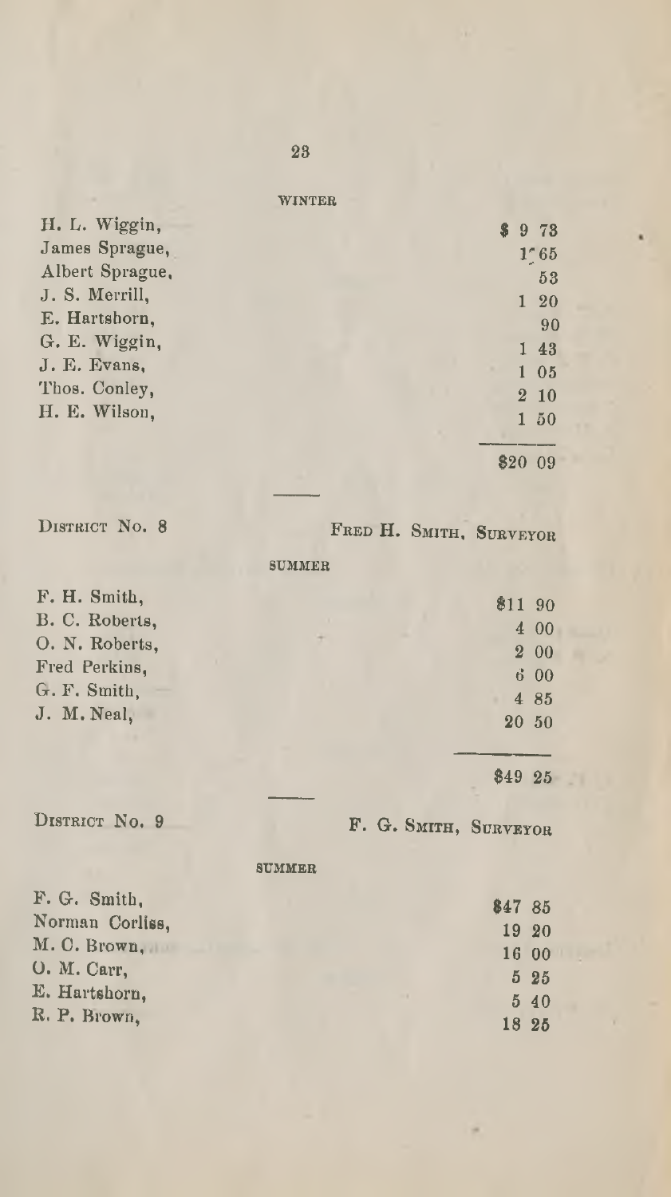WINTER

| | |
|---|---|
| H. L. Wiggin, | $ 9 73 |
| James Sprague, | 1 65 |
| Albert Sprague, | 53 |
| J. S. Merrill, | 1 20 |
| E. Hartshorn, | 90 |
| G. E. Wiggin, | 1 43 |
| J. E. Evans, | 1 05 |
| Thos. Conley, | 2 10 |
| H. E. Wilson, | 1 50 |
| | $20 09 |

DISTRICT NO. 8 — FRED H. SMITH, SURVEYOR

SUMMER

| | |
|---|---|
| F. H. Smith, | $11 90 |
| B. C. Roberts, | 4 00 |
| O. N. Roberts, | 2 00 |
| Fred Perkins, | 6 00 |
| G. F. Smith, | 4 85 |
| J. M. Neal, | 20 50 |
| | $49 25 |

DISTRICT NO. 9 — F. G. SMITH, SURVEYOR

SUMMER

| | |
|---|---|
| F. G. Smith, | $47 85 |
| Norman Corliss, | 19 20 |
| M. C. Brown, | 16 00 |
| O. M. Carr, | 5 25 |
| E. Hartshorn, | 5 40 |
| R. P. Brown, | 18 25 |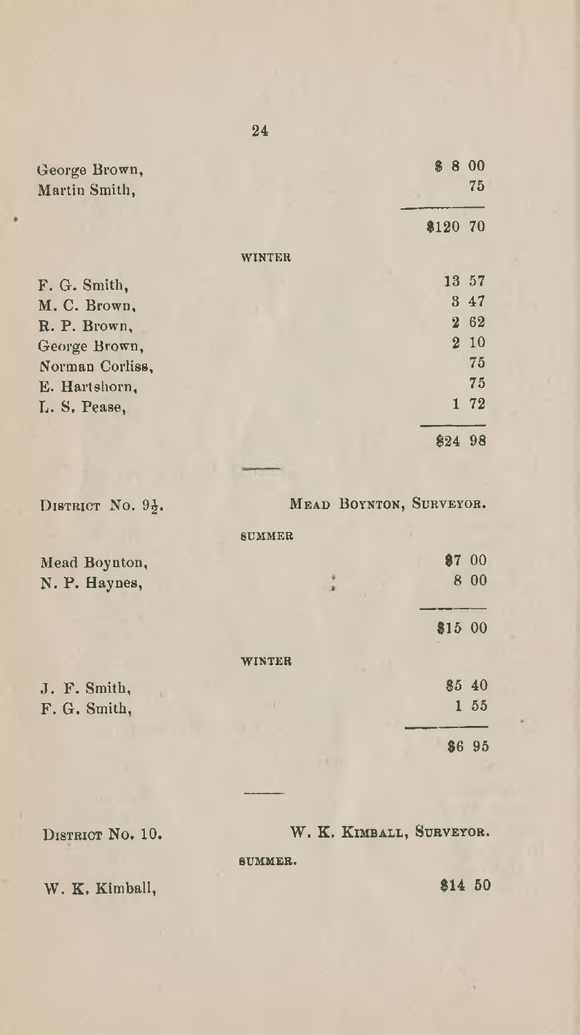| | |
|---|---|
| George Brown, | $ 8 00 |
| Martin Smith, | 75 |
| | $120 70 |

WINTER

| | |
|---|---|
| F. G. Smith, | 13 57 |
| M. C. Brown, | 3 47 |
| R. P. Brown, | 2 62 |
| George Brown, | 2 10 |
| Norman Corliss, | 75 |
| E. Hartshorn, | 75 |
| L. S. Pease, | 1 72 |
| | $24 98 |

---

DISTRICT No. 9½. MEAD BOYNTON, SURVEYOR.

SUMMER

| | |
|---|---|
| Mead Boynton, | $7 00 |
| N. P. Haynes, | 8 00 |
| | $15 00 |

WINTER

| | |
|---|---|
| J. F. Smith, | $5 40 |
| F. G. Smith, | 1 55 |
| | $6 95 |

---

DISTRICT No. 10. W. K. KIMBALL, SURVEYOR.

SUMMER.

| | |
|---|---|
| W. K. Kimball, | $14 50 |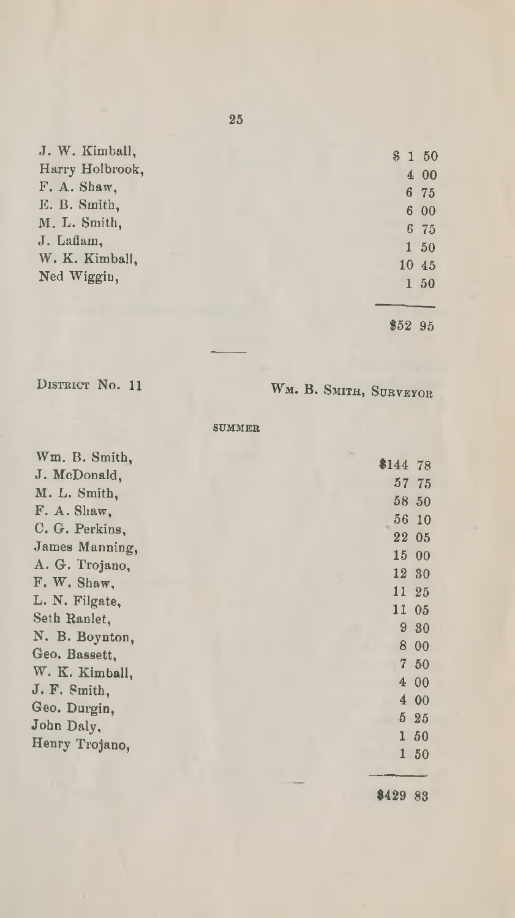| | |
|---|---|
| J. W. Kimball, | $ 1 50 |
| Harry Holbrook, | 4 00 |
| F. A. Shaw, | 6 75 |
| E. B. Smith, | 6 00 |
| M. L. Smith, | 6 75 |
| J. Laflam, | 1 50 |
| W. K. Kimball, | 10 45 |
| Ned Wiggin, | 1 50 |
| | $52 95 |

---

DISTRICT No. 11 WM. B. SMITH, SURVEYOR

SUMMER

| | |
|---|---|
| Wm. B. Smith, | $144 78 |
| J. McDonald, | 57 75 |
| M. L. Smith, | 58 50 |
| F. A. Shaw, | 56 10 |
| C. G. Perkins, | 22 05 |
| James Manning, | 15 00 |
| A. G. Trojano, | 12 30 |
| F. W. Shaw, | 11 25 |
| L. N. Filgate, | 11 05 |
| Seth Ranlet, | 9 30 |
| N. B. Boynton, | 8 00 |
| Geo. Bassett, | 7 50 |
| W. K. Kimball, | 4 00 |
| J. F. Smith, | 4 00 |
| Geo. Durgin, | 5 25 |
| John Daly, | 1 50 |
| Henry Trojano, | 1 50 |
| | $429 83 |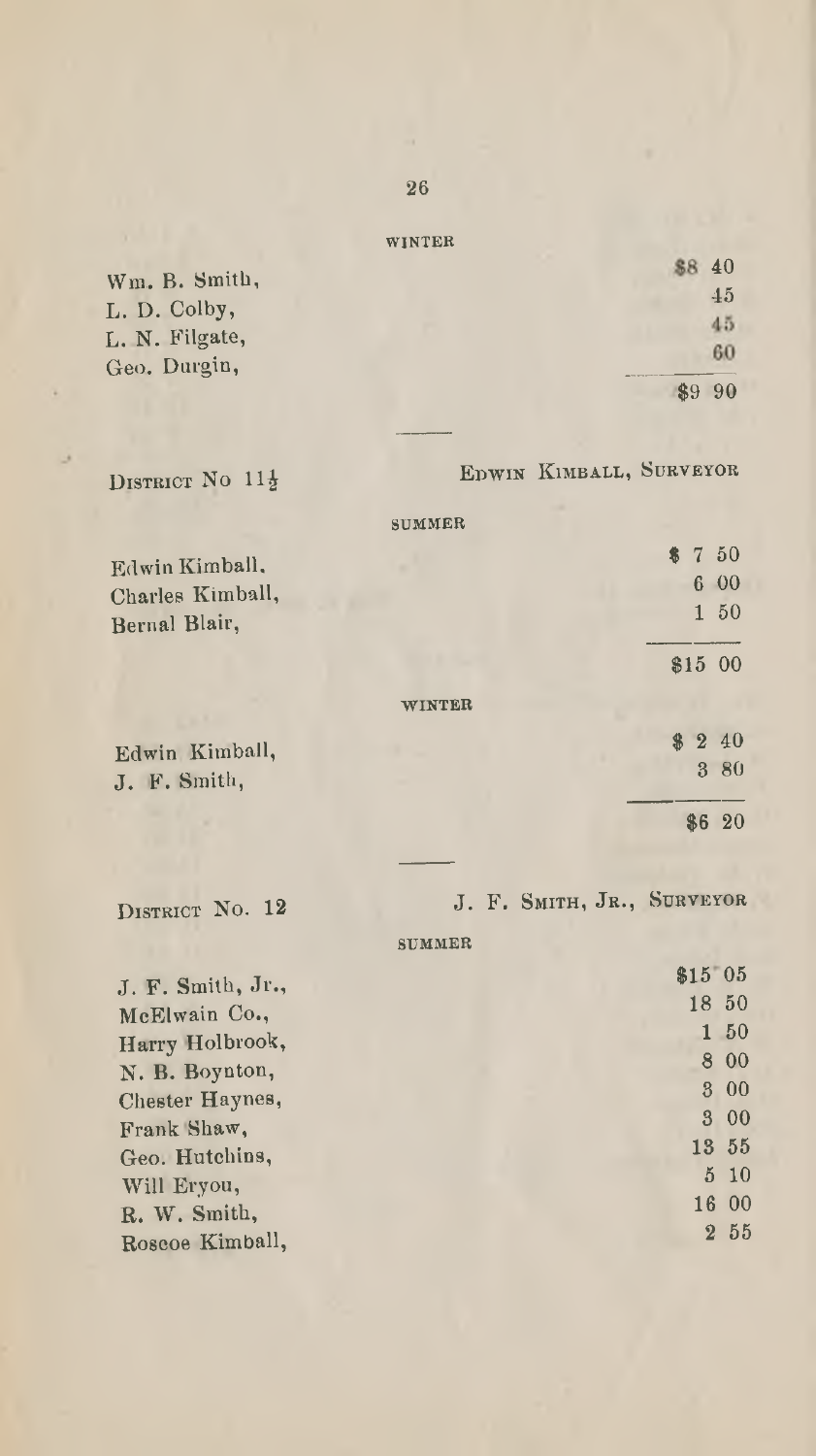WINTER

| | |
|---|---|
| Wm. B. Smith, | $8 40 |
| L. D. Colby, | 45 |
| L. N. Filgate, | 45 |
| Geo. Durgin, | 60 |
| | $9 90 |

---

DISTRICT NO 11½ — EDWIN KIMBALL, SURVEYOR

SUMMER

| | |
|---|---|
| Edwin Kimball. | $ 7 50 |
| Charles Kimball, | 6 00 |
| Bernal Blair, | 1 50 |
| | $15 00 |

WINTER

| | |
|---|---|
| Edwin Kimball, | $ 2 40 |
| J. F. Smith, | 3 80 |
| | $6 20 |

---

DISTRICT NO. 12 — J. F. SMITH, JR., SURVEYOR

SUMMER

| | |
|---|---|
| J. F. Smith, Jr., | $15 05 |
| McElwain Co., | 18 50 |
| Harry Holbrook, | 1 50 |
| N. B. Boynton, | 8 00 |
| Chester Haynes, | 3 00 |
| Frank Shaw, | 3 00 |
| Geo. Hutchins, | 13 55 |
| Will Eryou, | 5 10 |
| R. W. Smith, | 16 00 |
| Roscoe Kimball, | 2 55 |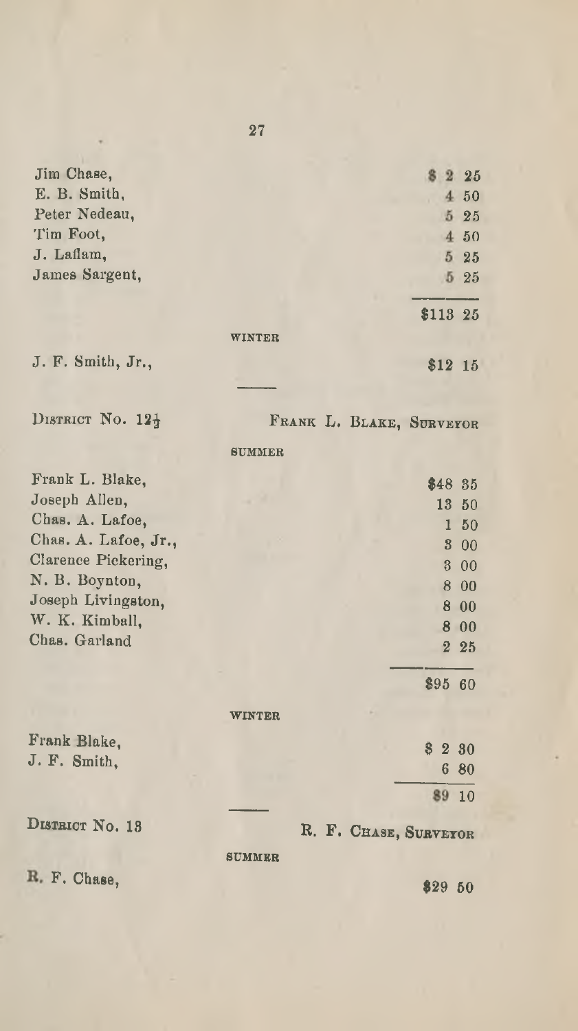| | |
|---|---|
| Jim Chase, | $ 2 25 |
| E. B. Smith, | 4 50 |
| Peter Nedeau, | 5 25 |
| Tim Foot, | 4 50 |
| J. Laflam, | 5 25 |
| James Sargent, | 5 25 |
| | $113 25 |

WINTER

| | |
|---|---|
| J. F. Smith, Jr., | $12 15 |

---

DISTRICT No. 12½ — FRANK L. BLAKE, SURVEYOR

SUMMER

| | |
|---|---|
| Frank L. Blake, | $48 35 |
| Joseph Allen, | 13 50 |
| Chas. A. Lafoe, | 1 50 |
| Chas. A. Lafoe, Jr., | 3 00 |
| Clarence Pickering, | 3 00 |
| N. B. Boynton, | 8 00 |
| Joseph Livingston, | 8 00 |
| W. K. Kimball, | 8 00 |
| Chas. Garland | 2 25 |
| | $95 60 |

WINTER

| | |
|---|---|
| Frank Blake, | $ 2 30 |
| J. F. Smith, | 6 80 |
| | $9 10 |

---

DISTRICT No. 13 — R. F. CHASE, SURVEYOR

SUMMER

| | |
|---|---|
| R. F. Chase, | $29 50 |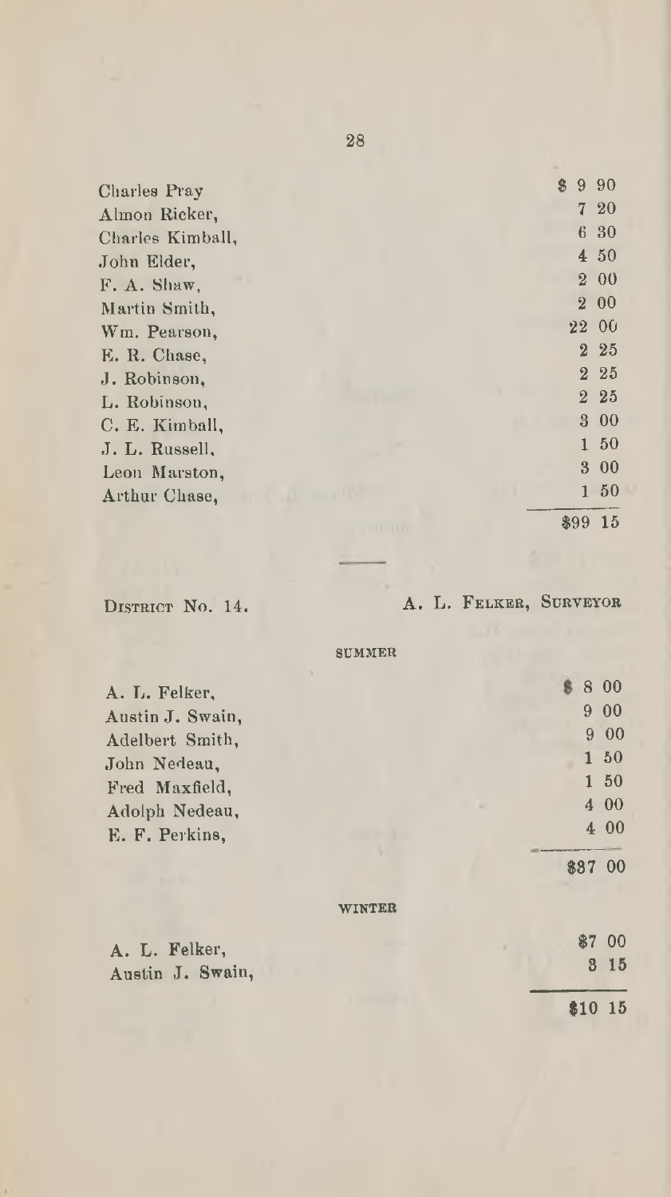| | |
|---|---|
| Charles Pray | $ 9 90 |
| Almon Ricker, | 7 20 |
| Charles Kimball, | 6 30 |
| John Elder, | 4 50 |
| F. A. Shaw, | 2 00 |
| Martin Smith, | 2 00 |
| Wm. Pearson, | 22 00 |
| E. R. Chase, | 2 25 |
| J. Robinson, | 2 25 |
| L. Robinson, | 2 25 |
| C. E. Kimball, | 3 00 |
| J. L. Russell, | 1 50 |
| Leon Marston, | 3 00 |
| Arthur Chase, | 1 50 |
| | $99 15 |

---

DISTRICT No. 14. A. L. FELKER, SURVEYOR

SUMMER

| | |
|---|---|
| A. L. Felker, | $ 8 00 |
| Austin J. Swain, | 9 00 |
| Adelbert Smith, | 9 00 |
| John Nedeau, | 1 50 |
| Fred Maxfield, | 1 50 |
| Adolph Nedeau, | 4 00 |
| E. F. Perkins, | 4 00 |
| | $37 00 |

WINTER

| | |
|---|---|
| A. L. Felker, | $7 00 |
| Austin J. Swain, | 3 15 |
| | $10 15 |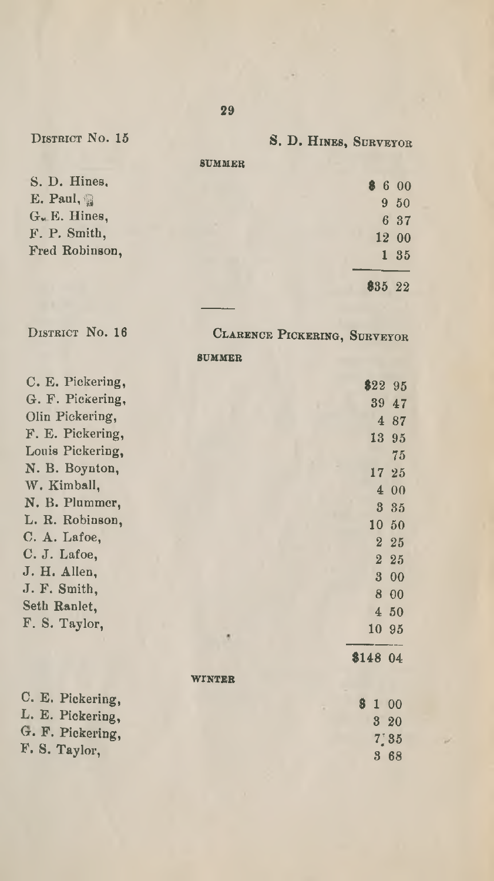DISTRICT No. 15 — S. D. HINES, SURVEYOR

SUMMER

| Name | Amount |
|---|---|
| S. D. Hines, | $ 6 00 |
| E. Paul, | 9 50 |
| G. E. Hines, | 6 37 |
| F. P. Smith, | 12 00 |
| Fred Robinson, | 1 35 |
| | $35 22 |

---

DISTRICT No. 16 — CLARENCE PICKERING, SURVEYOR

SUMMER

| Name | Amount |
|---|---|
| C. E. Pickering, | $22 95 |
| G. F. Pickering, | 39 47 |
| Olin Pickering, | 4 87 |
| F. E. Pickering, | 13 95 |
| Louis Pickering, | 75 |
| N. B. Boynton, | 17 25 |
| W. Kimball, | 4 00 |
| N. B. Plummer, | 3 35 |
| L. R. Robinson, | 10 50 |
| C. A. Lafoe, | 2 25 |
| C. J. Lafoe, | 2 25 |
| J. H. Allen, | 3 00 |
| J. F. Smith, | 8 00 |
| Seth Ranlet, | 4 50 |
| F. S. Taylor, | 10 95 |
| | $148 04 |

WINTER

| Name | Amount |
|---|---|
| C. E. Pickering, | $ 1 00 |
| L. E. Pickering, | 3 20 |
| G. F. Pickering, | 7 35 |
| F. S. Taylor, | 3 68 |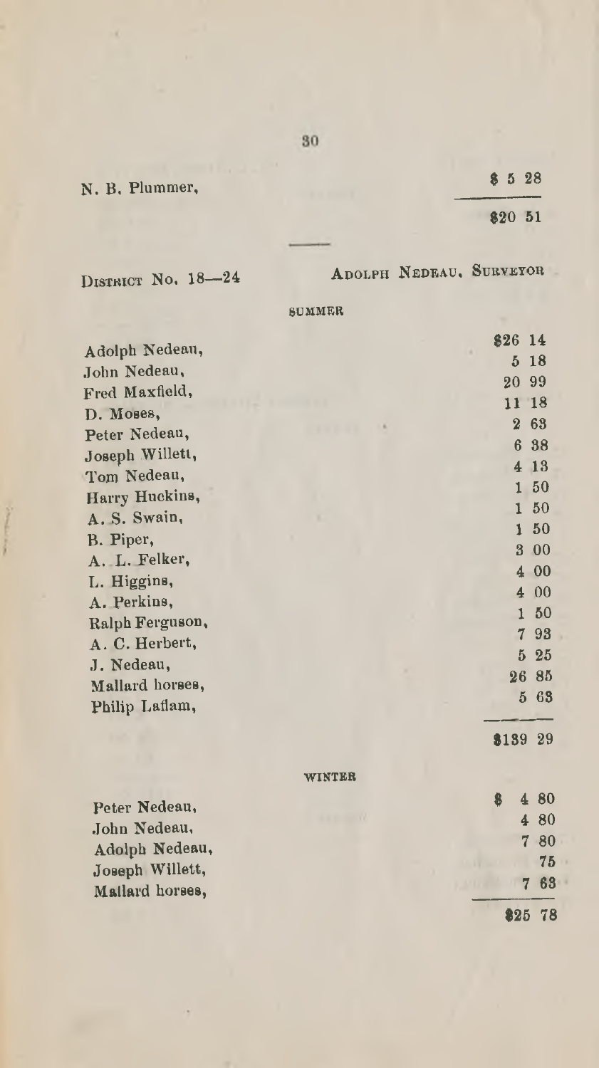| | |
|---|---|
| N. B. Plummer, | $ 5 28 |
| | $20 51 |

DISTRICT NO. 18—24 ADOLPH NEDEAU, SURVEYOR

SUMMER

| | |
|---|---|
| Adolph Nedeau, | $26 14 |
| John Nedeau, | 5 18 |
| Fred Maxfield, | 20 99 |
| D. Moses, | 11 18 |
| Peter Nedeau, | 2 63 |
| Joseph Willett, | 6 38 |
| Tom Nedeau, | 4 13 |
| Harry Huckins, | 1 50 |
| A. S. Swain, | 1 50 |
| B. Piper, | 1 50 |
| A. L. Felker, | 3 00 |
| L. Higgins, | 4 00 |
| A. Perkins, | 4 00 |
| Ralph Ferguson, | 1 50 |
| A. C. Herbert, | 7 93 |
| J. Nedeau, | 5 25 |
| Mallard horses, | 26 85 |
| Philip Laflam, | 5 63 |
| | $139 29 |

WINTER

| | |
|---|---|
| Peter Nedeau, | $ 4 80 |
| John Nedeau, | 4 80 |
| Adolph Nedeau, | 7 80 |
| Joseph Willett, | 75 |
| Mallard horses, | 7 63 |
| | $25 78 |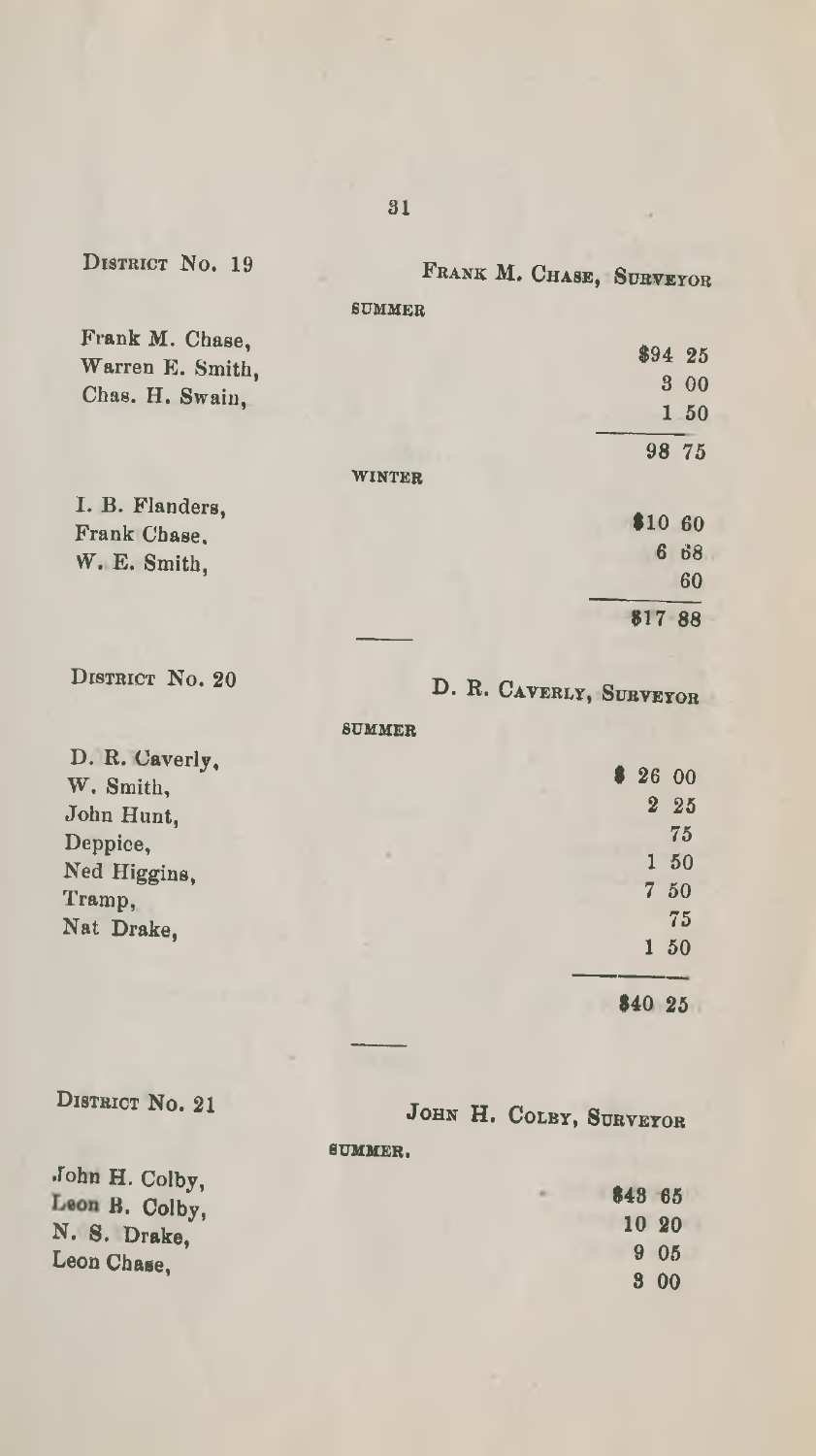## DISTRICT No. 19

FRANK M. CHASE, SURVEYOR

SUMMER

| | |
|---|---|
| Frank M. Chase, | $94 25 |
| Warren E. Smith, | 3 00 |
| Chas. H. Swain, | 1 50 |
| | 98 75 |

WINTER

| | |
|---|---|
| I. B. Flanders, | $10 60 |
| Frank Chase. | 6 68 |
| W. E. Smith, | 60 |
| | $17 88 |

---

## DISTRICT No. 20

D. R. CAVERLY, SURVEYOR

SUMMER

| | |
|---|---|
| D. R. Caverly, | $ 26 00 |
| W. Smith, | 2 25 |
| John Hunt, | 75 |
| Deppice, | 1 50 |
| Ned Higgins, | 7 50 |
| Tramp, | 75 |
| Nat Drake, | 1 50 |
| | $40 25 |

---

## DISTRICT No. 21

JOHN H. COLBY, SURVEYOR

SUMMER.

| | |
|---|---|
| John H. Colby, | $43 65 |
| Leon B. Colby, | 10 20 |
| N. S. Drake, | 9 05 |
| Leon Chase, | 3 00 |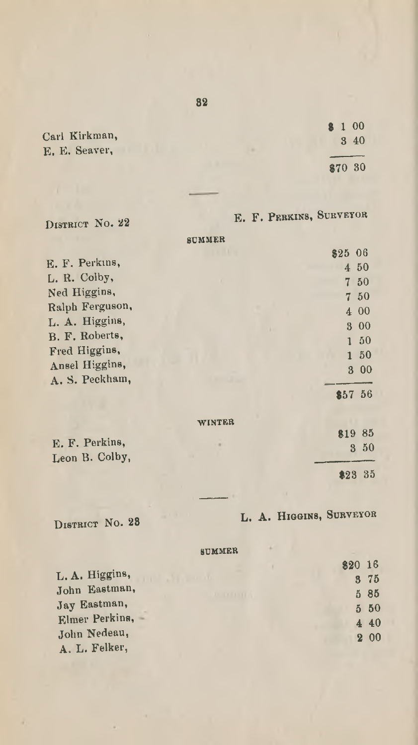| | |
|---|---|
| Carl Kirkman, | $ 1 00 |
| E. E. Seaver, | 3 40 |
| | $70 30 |

---

DISTRICT NO. 22 — E. F. PERKINS, SURVEYOR

SUMMER

| | |
|---|---|
| E. F. Perkins, | $25 06 |
| L. R. Colby, | 4 50 |
| Ned Higgins, | 7 50 |
| Ralph Ferguson, | 7 50 |
| L. A. Higgins, | 4 00 |
| B. F. Roberts, | 3 00 |
| Fred Higgins, | 1 50 |
| Ansel Higgins, | 1 50 |
| A. S. Peckham, | 3 00 |
| | $57 56 |

WINTER

| | |
|---|---|
| E. F. Perkins, | $19 85 |
| Leon B. Colby, | 3 50 |
| | $23 35 |

---

DISTRICT NO. 23 — L. A. HIGGINS, SURVEYOR

SUMMER

| | |
|---|---|
| L. A. Higgins, | $20 16 |
| John Eastman, | 3 75 |
| Jay Eastman, | 5 85 |
| Elmer Perkins, | 5 50 |
| John Nedeau, | 4 40 |
| A. L. Felker, | 2 00 |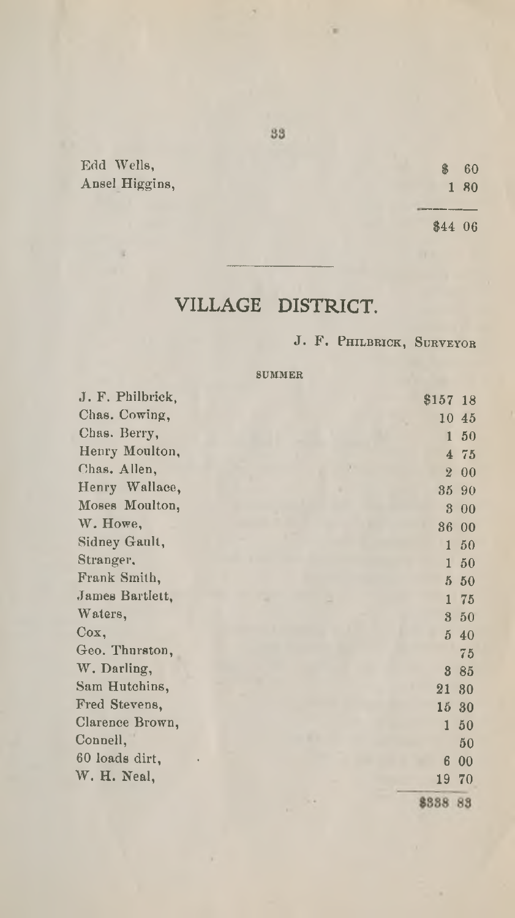| | |
|---|---|
| Edd Wells, | $ 60 |
| Ansel Higgins, | 1 80 |
| | $44 06 |

---

# VILLAGE DISTRICT.

J. F. PHILBRICK, SURVEYOR

SUMMER

| | |
|---|---|
| J. F. Philbrick, | $157 18 |
| Chas. Cowing, | 10 45 |
| Chas. Berry, | 1 50 |
| Henry Moulton, | 4 75 |
| Chas. Allen, | 2 00 |
| Henry Wallace, | 35 90 |
| Moses Moulton, | 3 00 |
| W. Howe, | 36 00 |
| Sidney Gault, | 1 50 |
| Stranger, | 1 50 |
| Frank Smith, | 5 50 |
| James Bartlett, | 1 75 |
| Waters, | 3 50 |
| Cox, | 5 40 |
| Geo. Thurston, | 75 |
| W. Darling, | 3 85 |
| Sam Hutchins, | 21 30 |
| Fred Stevens, | 15 30 |
| Clarence Brown, | 1 50 |
| Connell, | 50 |
| 60 loads dirt, | 6 00 |
| W. H. Neal, | 19 70 |
| | $338 83 |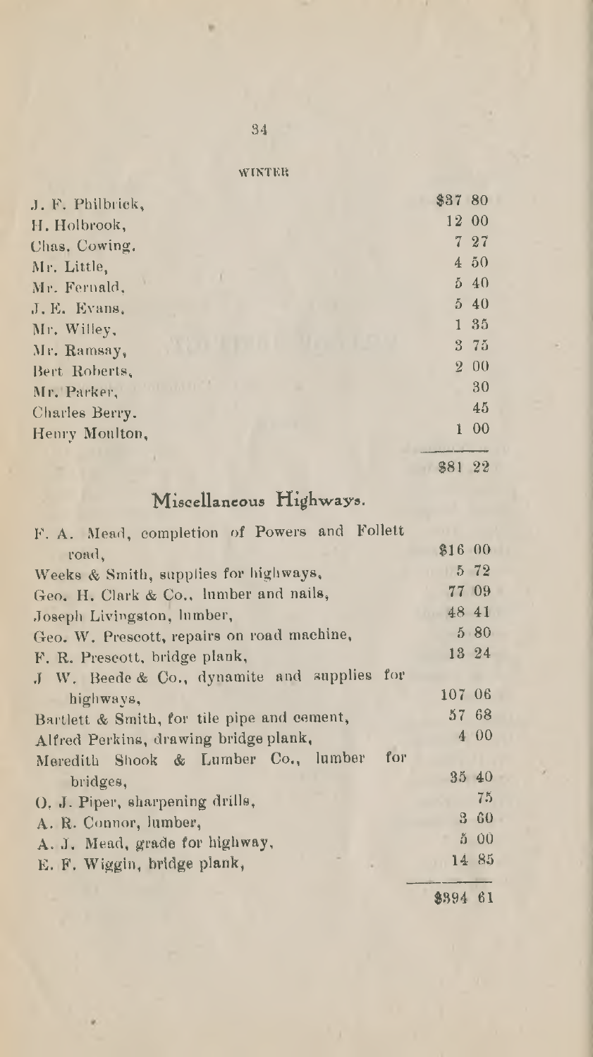## WINTER

| | |
|---|---|
| J. F. Philbrick, | $37 80 |
| H. Holbrook, | 12 00 |
| Chas. Cowing. | 7 27 |
| Mr. Little, | 4 50 |
| Mr. Fernald, | 5 40 |
| J. E. Evans, | 5 40 |
| Mr. Willey, | 1 35 |
| Mr. Ramsay, | 3 75 |
| Bert Roberts, | 2 00 |
| Mr. Parker, | 30 |
| Charles Berry. | 45 |
| Henry Moulton, | 1 00 |
| | $81 22 |

## Miscellaneous Highways.

| | |
|---|---|
| F. A. Mead, completion of Powers and Follett road, | $16 00 |
| Weeks & Smith, supplies for highways, | 5 72 |
| Geo. H. Clark & Co., lumber and nails, | 77 09 |
| Joseph Livingston, lumber, | 48 41 |
| Geo. W. Prescott, repairs on road machine, | 5 80 |
| F. R. Prescott, bridge plank, | 13 24 |
| J W. Beede & Co., dynamite and supplies for highways, | 107 06 |
| Bartlett & Smith, for tile pipe and cement, | 57 68 |
| Alfred Perkins, drawing bridge plank, | 4 00 |
| Meredith Shook & Lumber Co., lumber for bridges, | 35 40 |
| O. J. Piper, sharpening drills, | 75 |
| A. R. Connor, lumber, | 3 60 |
| A. J. Mead, grade for highway, | 5 00 |
| E. F. Wiggin, bridge plank, | 14 85 |
| | $394 61 |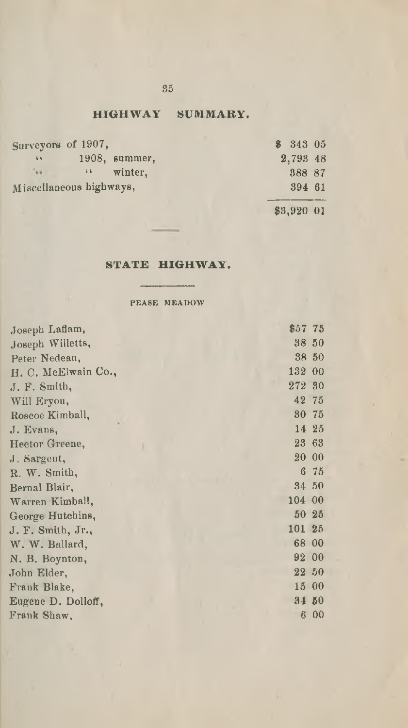## HIGHWAY SUMMARY.

| | |
|---|---|
| Surveyors of 1907, | $ 343 05 |
| " 1908, summer, | 2,793 48 |
| " " winter, | 388 87 |
| Miscellaneous highways, | 394 61 |
| | $3,920 01 |

## STATE HIGHWAY.

PEASE MEADOW

| | |
|---|---|
| Joseph Laflam, | $57 75 |
| Joseph Willetts, | 38 50 |
| Peter Nedeau, | 38 50 |
| H. C. McElwain Co., | 132 00 |
| J. F. Smith, | 272 30 |
| Will Eryou, | 42 75 |
| Roscoe Kimball, | 30 75 |
| J. Evans, | 14 25 |
| Hector Greene, | 23 63 |
| J. Sargent, | 20 00 |
| R. W. Smith, | 6 75 |
| Bernal Blair, | 34 50 |
| Warren Kimball, | 104 00 |
| George Hutchins, | 50 25 |
| J. F. Smith, Jr., | 101 25 |
| W. W. Ballard, | 68 00 |
| N. B. Boynton, | 92 00 |
| John Elder, | 22 50 |
| Frank Blake, | 15 00 |
| Eugene D. Dolloff, | 34 50 |
| Frank Shaw, | 6 00 |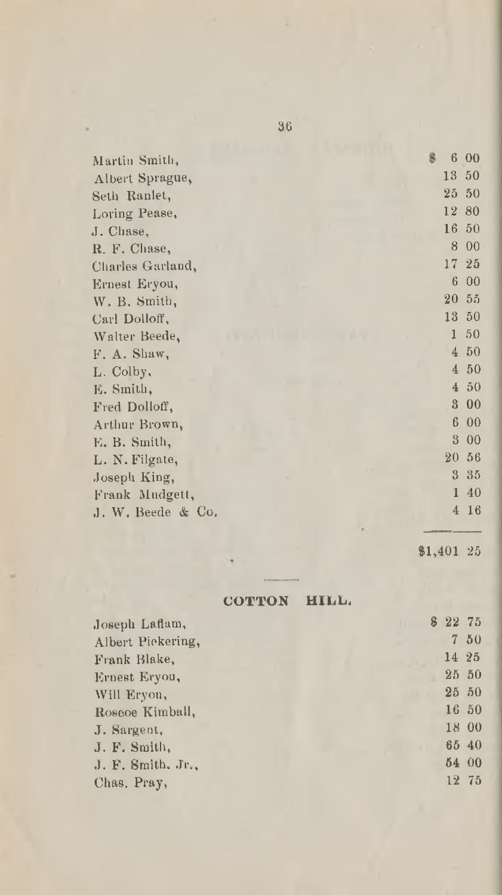| | |
|---|---|
| Martin Smith, | $ 6 00 |
| Albert Sprague, | 13 50 |
| Seth Ranlet, | 25 50 |
| Loring Pease, | 12 80 |
| J. Chase, | 16 50 |
| R. F. Chase, | 8 00 |
| Charles Garland, | 17 25 |
| Ernest Eryou, | 6 00 |
| W. B. Smith, | 20 55 |
| Carl Dolloff, | 13 50 |
| Walter Beede, | 1 50 |
| F. A. Shaw, | 4 50 |
| L. Colby, | 4 50 |
| E. Smith, | 4 50 |
| Fred Dolloff, | 3 00 |
| Arthur Brown, | 6 00 |
| E. B. Smith, | 3 00 |
| L. N. Filgate, | 20 56 |
| Joseph King, | 3 35 |
| Frank Mudgett, | 1 40 |
| J. W. Beede & Co. | 4 16 |
| | $1,401 25 |

## COTTON HILL.

| | |
|---|---|
| Joseph Laflam, | $ 22 75 |
| Albert Pickering, | 7 50 |
| Frank Blake, | 14 25 |
| Ernest Eryou, | 25 50 |
| Will Eryou, | 25 50 |
| Roscoe Kimball, | 16 50 |
| J. Sargent, | 18 00 |
| J. F. Smith, | 65 40 |
| J. F. Smith, Jr., | 54 00 |
| Chas. Pray, | 12 75 |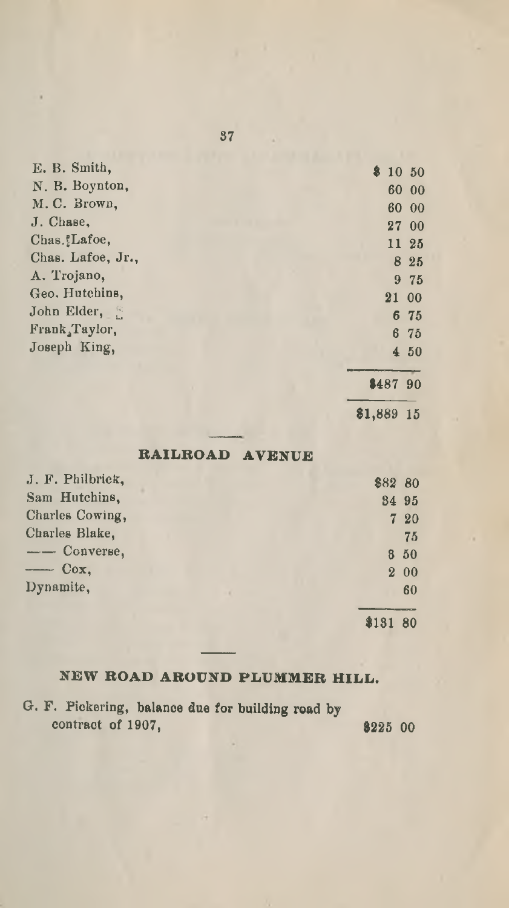| | |
|---|---|
| E. B. Smith, | $ 10 50 |
| N. B. Boynton, | 60 00 |
| M. C. Brown, | 60 00 |
| J. Chase, | 27 00 |
| Chas. Lafoe, | 11 25 |
| Chas. Lafoe, Jr., | 8 25 |
| A. Trojano, | 9 75 |
| Geo. Hutchins, | 21 00 |
| John Elder, | 6 75 |
| Frank Taylor, | 6 75 |
| Joseph King, | 4 50 |
| | $487 90 |
| | $1,889 15 |

## RAILROAD AVENUE

| | |
|---|---|
| J. F. Philbrick, | $82 80 |
| Sam Hutchins, | 34 95 |
| Charles Cowing, | 7 20 |
| Charles Blake, | 75 |
| —— Converse, | 3 50 |
| —— Cox, | 2 00 |
| Dynamite, | 60 |
| | $131 80 |

## NEW ROAD AROUND PLUMMER HILL.

| | |
|---|---|
| G. F. Pickering, balance due for building road by contract of 1907, | $225 00 |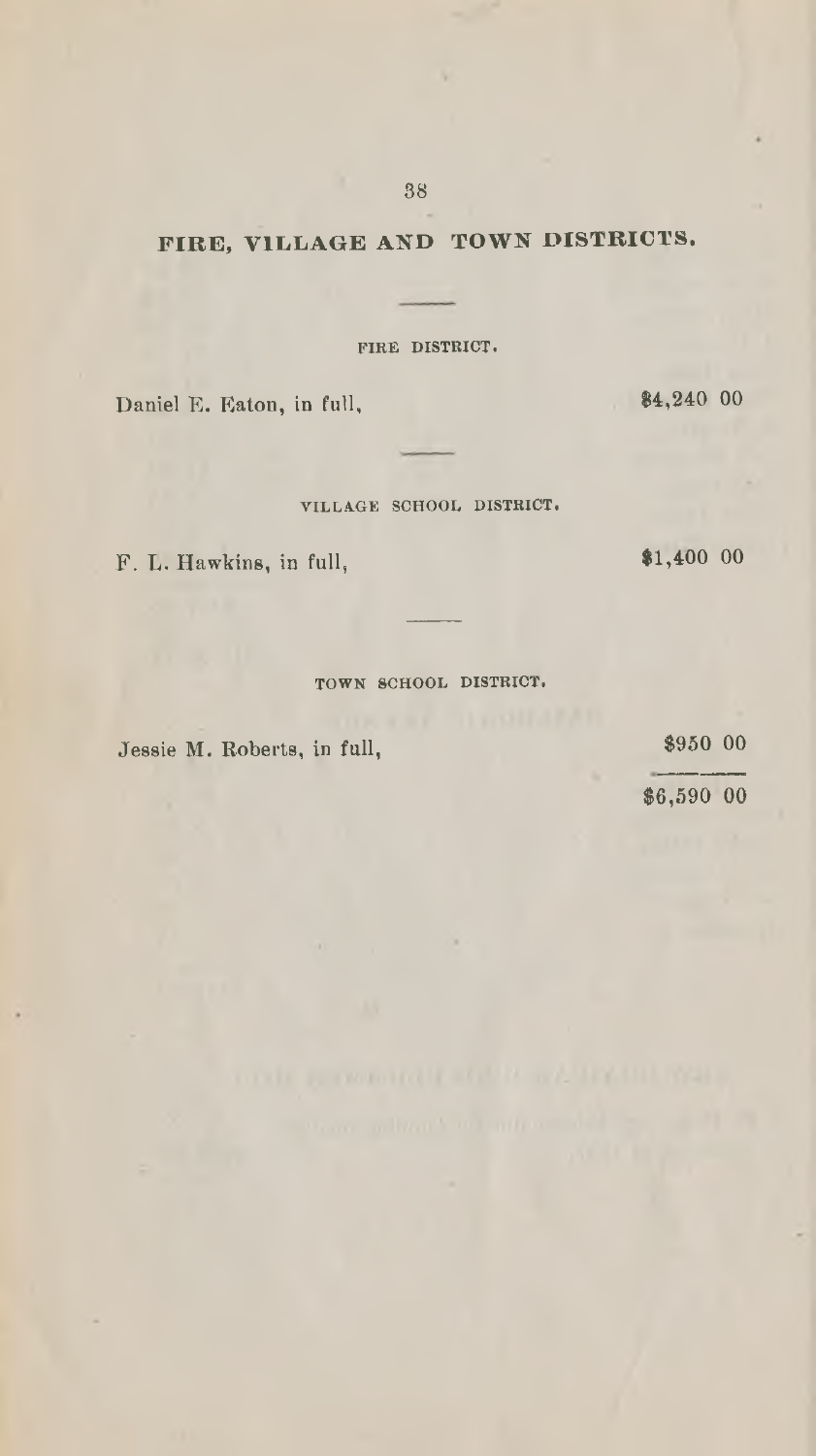## FIRE, VILLAGE AND TOWN DISTRICTS.

### FIRE DISTRICT.

| | |
|---|---|
| Daniel E. Eaton, in full, | $4,240 00 |

### VILLAGE SCHOOL DISTRICT.

| | |
|---|---|
| F. L. Hawkins, in full, | $1,400 00 |

### TOWN SCHOOL DISTRICT.

| | |
|---|---|
| Jessie M. Roberts, in full, | $950 00 |
| | $6,590 00 |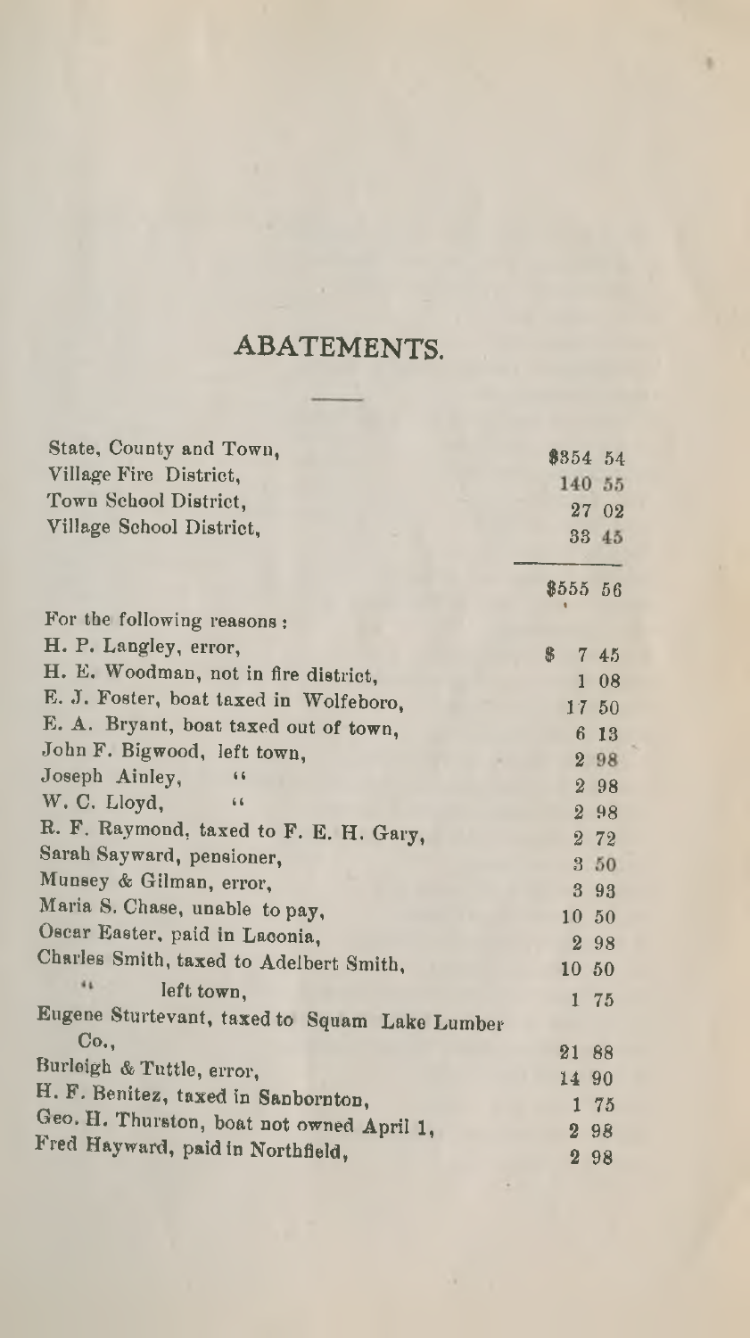# ABATEMENTS.

| | |
|---|---|
| State, County and Town, | $354 54 |
| Village Fire District, | 140 55 |
| Town School District, | 27 02 |
| Village School District, | 33 45 |
| | $555 56 |

For the following reasons:

| | |
|---|---|
| H. P. Langley, error, | $ 7 45 |
| H. E. Woodman, not in fire district, | 1 08 |
| E. J. Foster, boat taxed in Wolfeboro, | 17 50 |
| E. A. Bryant, boat taxed out of town, | 6 13 |
| John F. Bigwood, left town, | 2 98 |
| Joseph Ainley, " | 2 98 |
| W. C. Lloyd, " | 2 98 |
| R. F. Raymond, taxed to F. E. H. Gary, | 2 72 |
| Sarah Sayward, pensioner, | 3 50 |
| Munsey & Gilman, error, | 3 93 |
| Maria S. Chase, unable to pay, | 10 50 |
| Oscar Easter, paid in Laconia, | 2 98 |
| Charles Smith, taxed to Adelbert Smith, | 10 50 |
| " left town, | 1 75 |
| Eugene Sturtevant, taxed to Squam Lake Lumber Co., | 21 88 |
| Burleigh & Tuttle, error, | 14 90 |
| H. F. Benitez, taxed in Sanbornton, | 1 75 |
| Geo. H. Thurston, boat not owned April 1, | 2 98 |
| Fred Hayward, paid in Northfield, | 2 98 |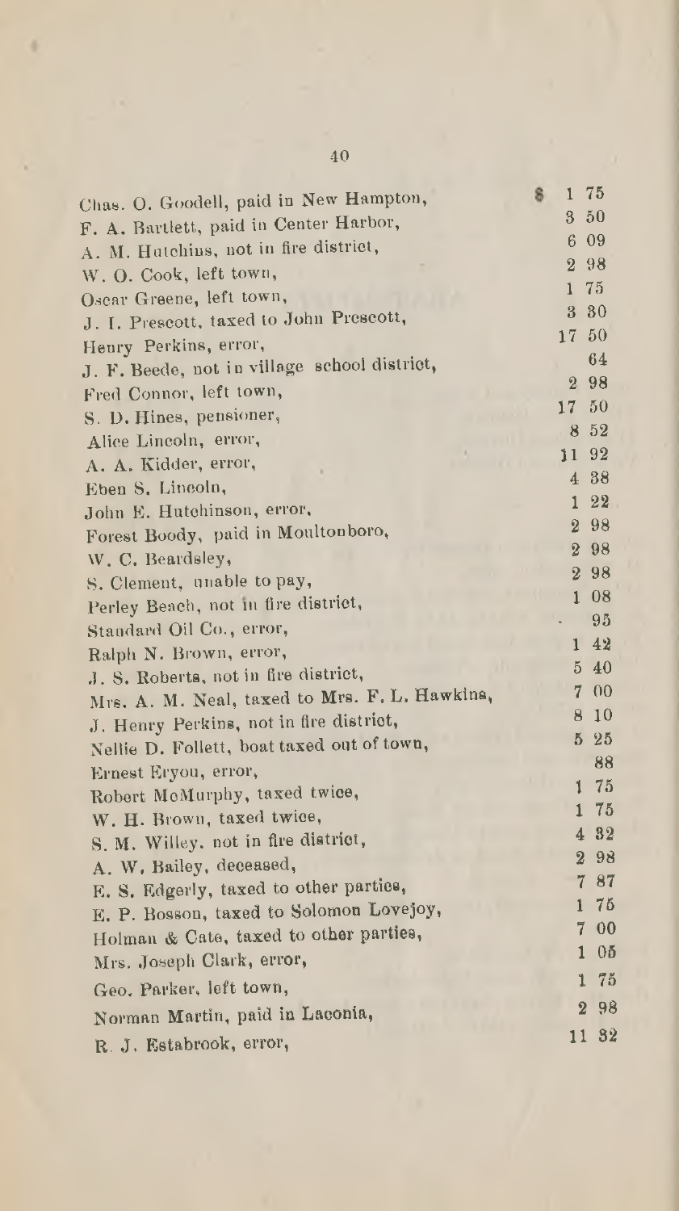| | |
|---|---|
| Chas. O. Goodell, paid in New Hampton, | $ 1 75 |
| F. A. Bartlett, paid in Center Harbor, | 3 50 |
| A. M. Hutchins, not in fire district, | 6 09 |
| W. O. Cook, left town, | 2 98 |
| Oscar Greene, left town, | 1 75 |
| J. I. Prescott, taxed to John Prescott, | 3 30 |
| Henry Perkins, error, | 17 50 |
| J. F. Beede, not in village school district, | 64 |
| Fred Connor, left town, | 2 98 |
| S. D. Hines, pensioner, | 17 50 |
| Alice Lincoln, error, | 8 52 |
| A. A. Kidder, error, | 11 92 |
| Eben S. Lincoln, | 4 38 |
| John E. Hutchinson, error, | 1 22 |
| Forest Boody, paid in Moultonboro, | 2 98 |
| W. C. Beardsley, | 2 98 |
| S. Clement, unable to pay, | 2 98 |
| Perley Beach, not in fire district, | 1 08 |
| Standard Oil Co., error, | 95 |
| Ralph N. Brown, error, | 1 42 |
| J. S. Roberts, not in fire district, | 5 40 |
| Mrs. A. M. Neal, taxed to Mrs. F. L. Hawkins, | 7 00 |
| J. Henry Perkins, not in fire district, | 8 10 |
| Nellie D. Follett, boat taxed out of town, | 5 25 |
| Ernest Eryou, error, | 88 |
| Robert McMurphy, taxed twice, | 1 75 |
| W. H. Brown, taxed twice, | 1 75 |
| S. M. Willey, not in fire district, | 4 32 |
| A. W. Bailey, deceased, | 2 98 |
| E. S. Edgerly, taxed to other parties, | 7 87 |
| E. P. Bosson, taxed to Solomon Lovejoy, | 1 75 |
| Holman & Cate, taxed to other parties, | 7 00 |
| Mrs. Joseph Clark, error, | 1 05 |
| Geo. Parker, left town, | 1 75 |
| Norman Martin, paid in Laconia, | 2 98 |
| R. J. Estabrook, error, | 11 32 |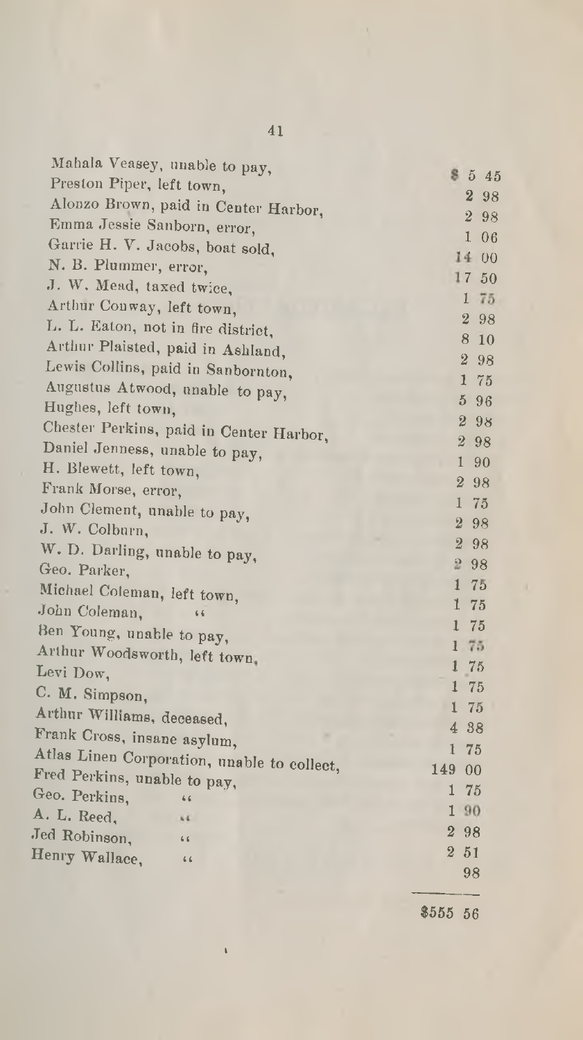| | |
|---|---|
| Mahala Veasey, unable to pay, | $ 5 45 |
| Preston Piper, left town, | 2 98 |
| Alonzo Brown, paid in Center Harbor, | 2 98 |
| Emma Jessie Sanborn, error, | 1 06 |
| Garrie H. V. Jacobs, boat sold, | 14 00 |
| N. B. Plummer, error, | 17 50 |
| J. W. Mead, taxed twice, | 1 75 |
| Arthur Conway, left town, | 2 98 |
| L. L. Eaton, not in fire district, | 8 10 |
| Arthur Plaisted, paid in Ashland, | 2 98 |
| Lewis Collins, paid in Sanbornton, | 1 75 |
| Augustus Atwood, unable to pay, | 5 96 |
| Hughes, left town, | 2 98 |
| Chester Perkins, paid in Center Harbor, | 2 98 |
| Daniel Jenness, unable to pay, | 1 90 |
| H. Blewett, left town, | 2 98 |
| Frank Morse, error, | 1 75 |
| John Clement, unable to pay, | 2 98 |
| J. W. Colburn, | 2 98 |
| W. D. Darling, unable to pay, | 2 98 |
| Geo. Parker, | 1 75 |
| Michael Coleman, left town, | 1 75 |
| John Coleman, " | 1 75 |
| Ben Young, unable to pay, | 1 75 |
| Arthur Woodsworth, left town, | 1 75 |
| Levi Dow, | 1 75 |
| C. M. Simpson, | 1 75 |
| Arthur Williams, deceased, | 4 38 |
| Frank Cross, insane asylum, | 1 75 |
| Atlas Linen Corporation, unable to collect, | 149 00 |
| Fred Perkins, unable to pay, | 1 75 |
| Geo. Perkins, " | 1 90 |
| A. L. Reed, " | 2 98 |
| Jed Robinson, " | 2 51 |
| Henry Wallace, " | 98 |
| | $555 56 |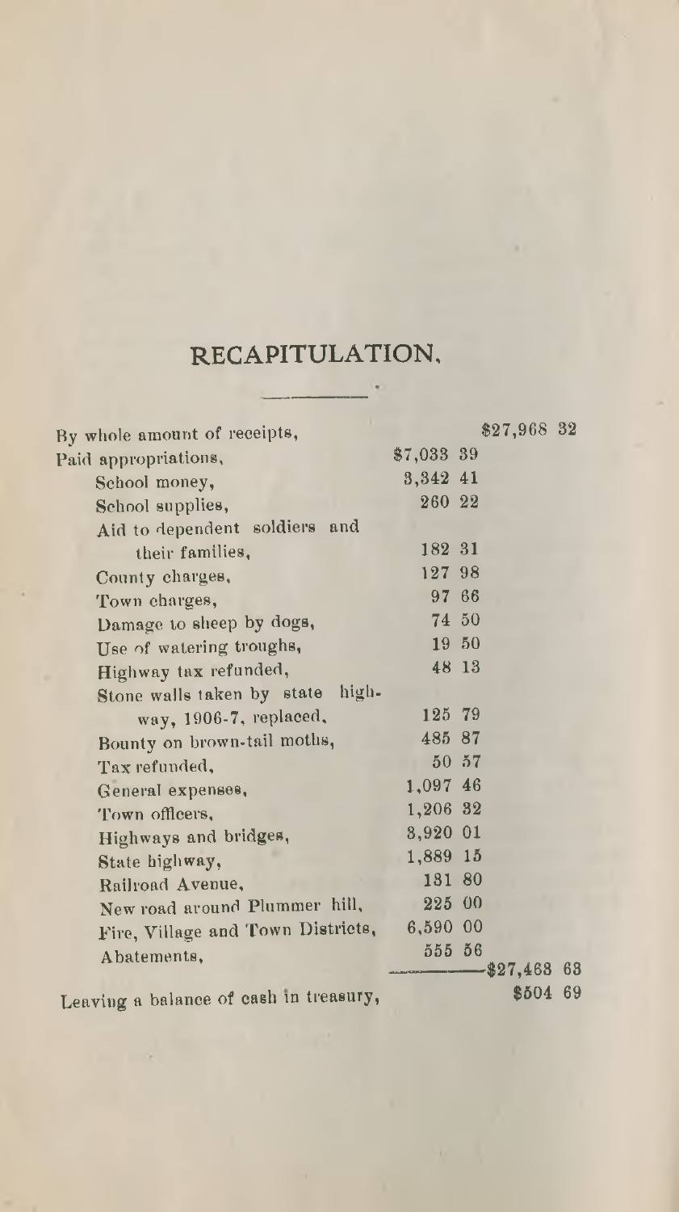# RECAPITULATION.

| | | |
|---|---|---|
| By whole amount of receipts, | | $27,968 32 |
| Paid appropriations, | $7,033 39 | |
| School money, | 3,342 41 | |
| School supplies, | 260 22 | |
| Aid to dependent soldiers and their families, | 182 31 | |
| County charges, | 127 98 | |
| Town charges, | 97 66 | |
| Damage to sheep by dogs, | 74 50 | |
| Use of watering troughs, | 19 50 | |
| Highway tax refunded, | 48 13 | |
| Stone walls taken by state highway, 1906-7, replaced, | 125 79 | |
| Bounty on brown-tail moths, | 485 87 | |
| Tax refunded, | 50 57 | |
| General expenses, | 1,097 46 | |
| Town officers, | 1,206 32 | |
| Highways and bridges, | 3,920 01 | |
| State highway, | 1,889 15 | |
| Railroad Avenue, | 131 80 | |
| New road around Plummer hill, | 225 00 | |
| Fire, Village and Town Districts, | 6,590 00 | |
| Abatements, | 555 56 | |
| | | $27,463 63 |
| Leaving a balance of cash in treasury, | | $504 69 |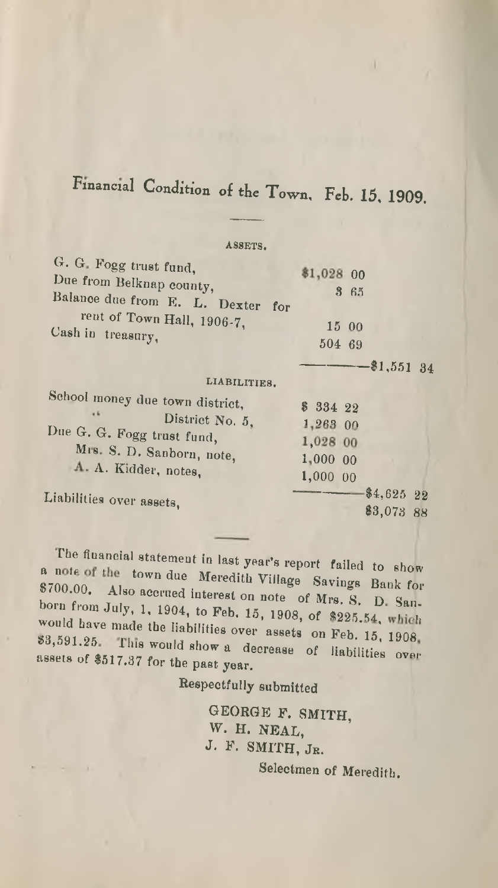# Financial Condition of the Town, Feb. 15, 1909.

## ASSETS.

| | | |
|---|---|---|
| G. G. Fogg trust fund, | $1,028 00 | |
| Due from Belknap county, | 3 65 | |
| Balance due from E. L. Dexter for rent of Town Hall, 1906-7, | 15 00 | |
| Cash in treasury, | 504 69 | |
| | | $1,551 34 |

## LIABILITIES.

| | | |
|---|---|---|
| School money due town district, | $ 334 22 | |
| " District No. 5, | 1,263 00 | |
| Due G. G. Fogg trust fund, | 1,028 00 | |
| Mrs. S. D. Sanborn, note, | 1,000 00 | |
| A. A. Kidder, notes, | 1,000 00 | |
| | | $4,625 22 |
| Liabilities over assets, | | $3,073 88 |

The financial statement in last year's report failed to show a note of the town due Meredith Village Savings Bank for $700.00. Also accrued interest on note of Mrs. S. D. Sanborn from July, 1, 1904, to Feb. 15, 1908, of $225.54, which would have made the liabilities over assets on Feb. 15, 1908, $3,591.25. This would show a decrease of liabilities over assets of $517.37 for the past year.

Respectfully submitted

GEORGE F. SMITH,
W. H. NEAL,
J. F. SMITH, JR.

Selectmen of Meredith.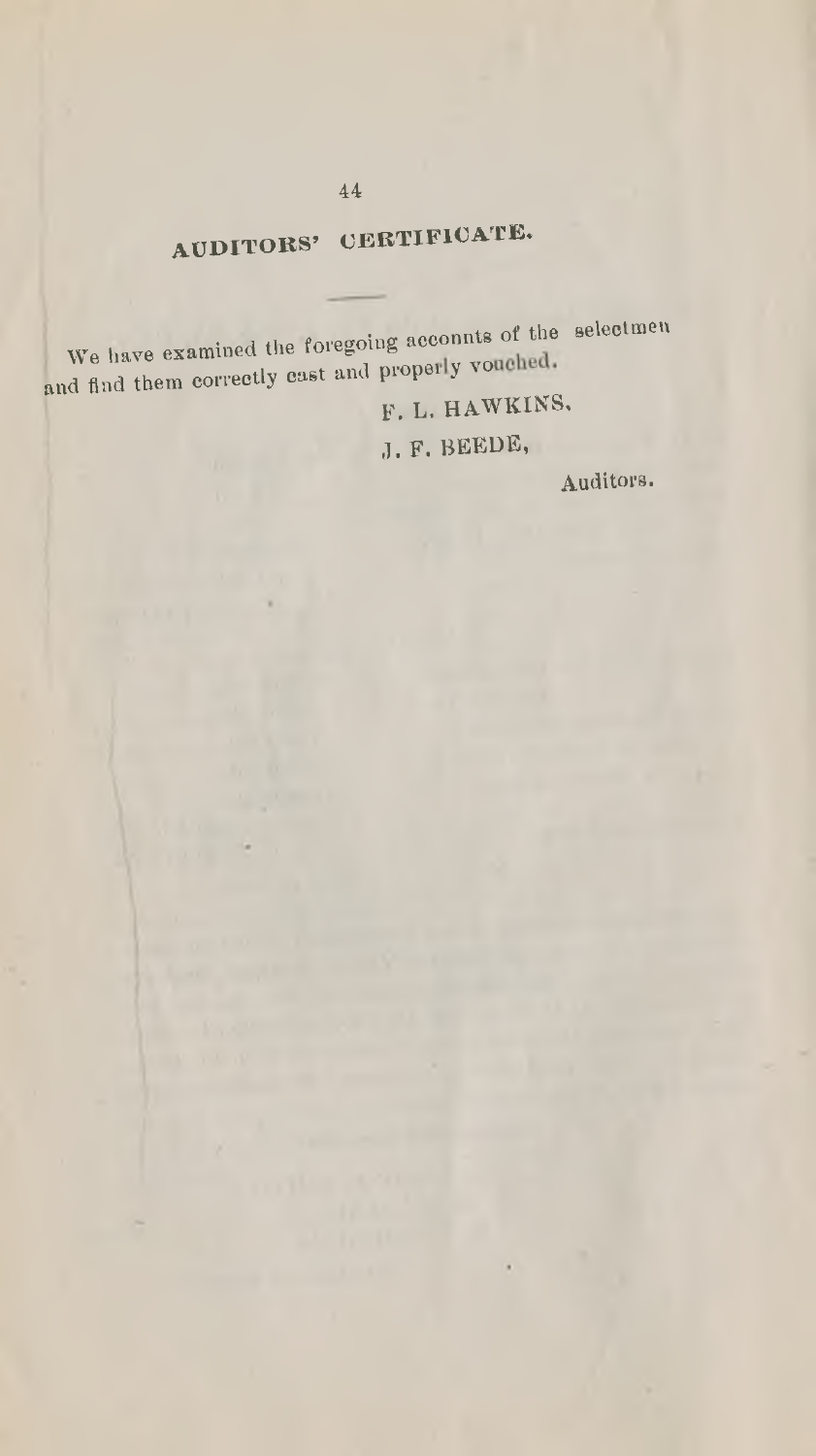## AUDITORS' CERTIFICATE.

We have examined the foregoing acconnts of the selectmen and find them correctly cast and properly vouched.

F. L. HAWKINS,

J. F. BEEDE,

Auditors.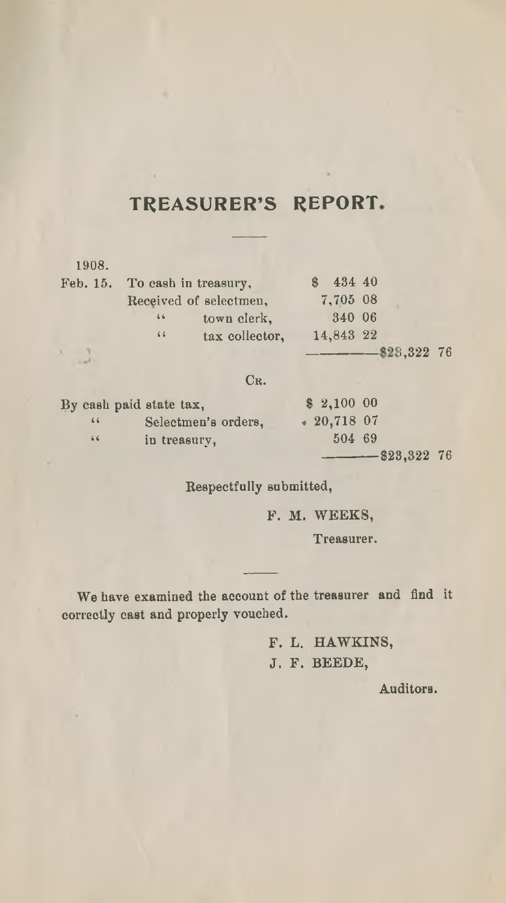# TREASURER'S REPORT.

| 1908. | | | |
|---|---|---|---|
| Feb. 15. | To cash in treasury, | $ 434 40 | |
| | Received of selectmen, | 7,705 08 | |
| | " town clerk, | 340 06 | |
| | " tax collector, | 14,843 22 | |
| | | | $23,322 76 |

CR.

| | | |
|---|---|---|
| By cash paid state tax, | $ 2,100 00 | |
| " Selectmen's orders, | 20,718 07 | |
| " in treasury, | 504 69 | |
| | | $23,322 76 |

Respectfully submitted,

F. M. WEEKS,

Treasurer.

---

We have examined the account of the treasurer and find it correctly cast and properly vouched.

F. L. HAWKINS,
J. F. BEEDE,

Auditors.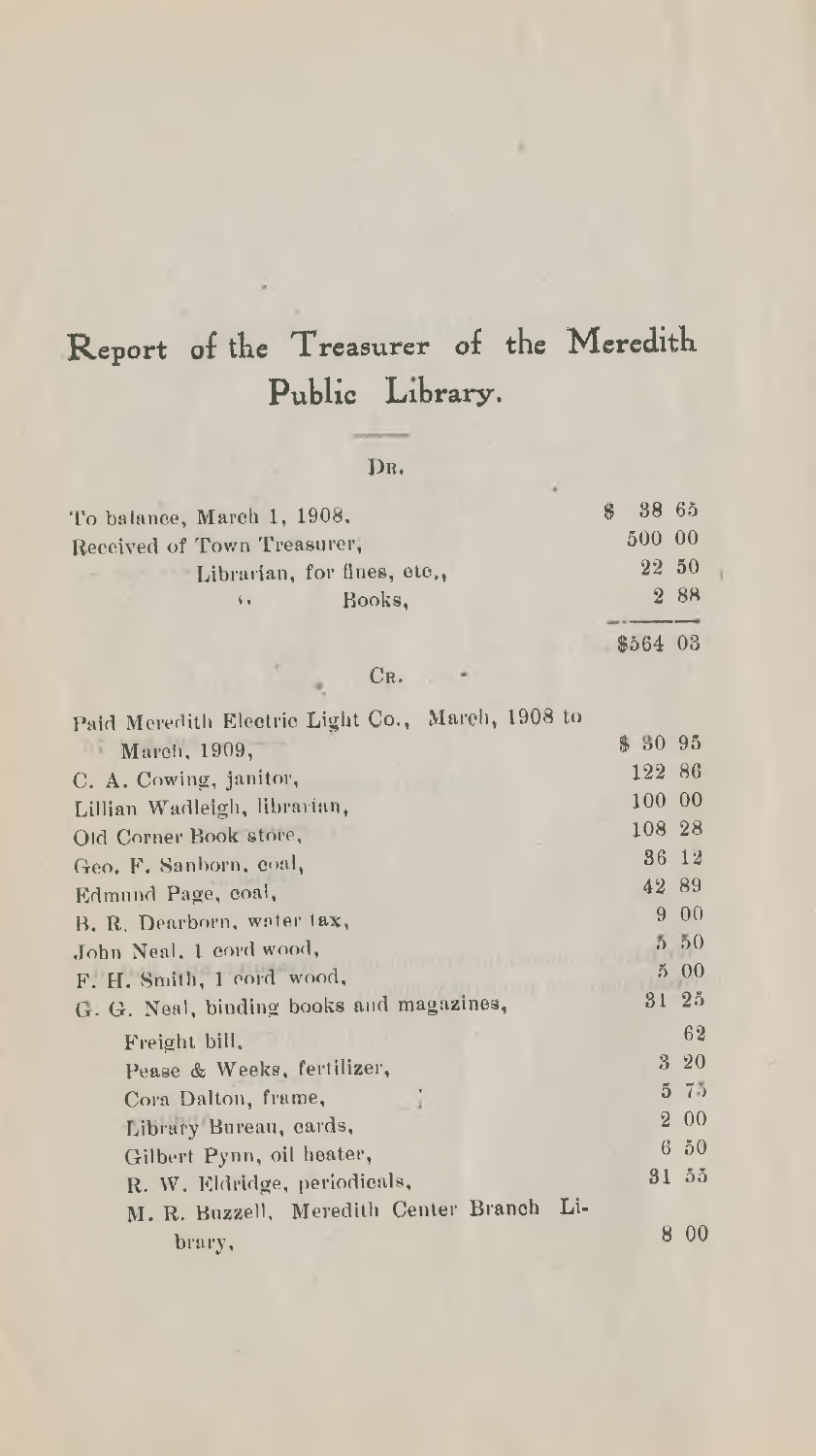# Report of the Treasurer of the Meredith Public Library.

DR.

| | |
|---|---|
| To balance, March 1, 1908, | $ 38 65 |
| Received of Town Treasurer, | 500 00 |
| " Librarian, for fines, etc., | 22 50 |
| " Books, | 2 88 |
| | $564 03 |

CR.

| | |
|---|---|
| Paid Meredith Electric Light Co., March, 1908 to March, 1909, | $ 30 95 |
| C. A. Cowing, janitor, | 122 86 |
| Lillian Wadleigh, librarian, | 100 00 |
| Old Corner Book store, | 108 28 |
| Geo. F. Sanborn, coal, | 36 12 |
| Edmund Page, coal, | 42 89 |
| B. R. Dearborn, water tax, | 9 00 |
| John Neal, 1 cord wood, | 5 50 |
| F. H. Smith, 1 cord wood, | 5 00 |
| G. G. Neal, binding books and magazines, | 31 25 |
| Freight bill, | 62 |
| Pease & Weeks, fertilizer, | 3 20 |
| Cora Dalton, frame, | 5 75 |
| Library Bureau, cards, | 2 00 |
| Gilbert Pynn, oil heater, | 6 50 |
| R. W. Eldridge, periodicals, | 31 55 |
| M. R. Buzzell, Meredith Center Branch Library, | 8 00 |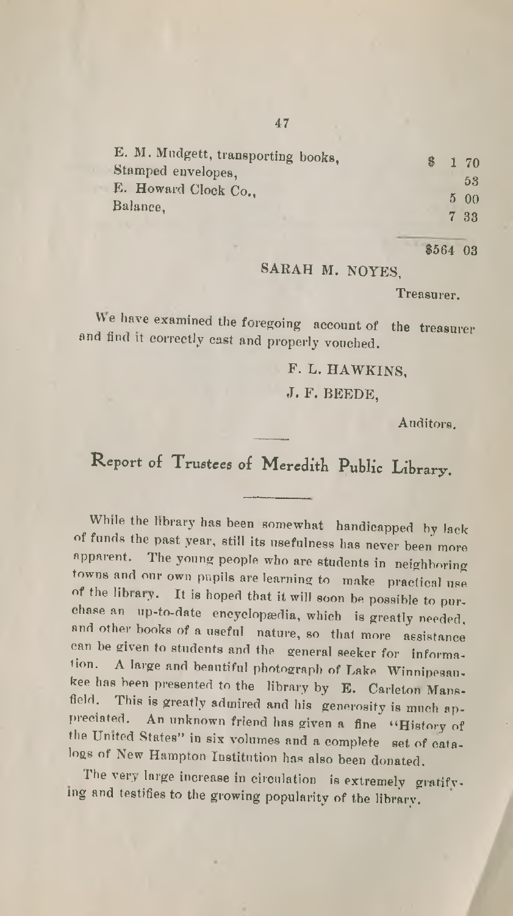| | |
|---|---|
| E. M. Mudgett, transporting books, | $ 1 70 |
| Stamped envelopes, | 53 |
| E. Howard Clock Co., | 5 00 |
| Balance, | 7 33 |
| | $564 03 |

SARAH M. NOYES,

Treasurer.

We have examined the foregoing account of the treasurer and find it correctly cast and properly vouched.

F. L. HAWKINS,

J. F. BEEDE,

Auditors.

## Report of Trustees of Meredith Public Library.

While the library has been somewhat handicapped by lack of funds the past year, still its usefulness has never been more apparent. The young people who are students in neighboring towns and our own pupils are learning to make practical use of the library. It is hoped that it will soon be possible to purchase an up-to-date encyclopædia, which is greatly needed, and other books of a useful nature, so that more assistance can be given to students and the general seeker for information. A large and beautiful photograph of Lake Winnipesaukee has been presented to the library by E. Carleton Mansfield. This is greatly admired and his generosity is much appreciated. An unknown friend has given a fine "History of the United States" in six volumes and a complete set of catalogs of New Hampton Institution has also been donated.

The very large increase in circulation is extremely gratifying and testifies to the growing popularity of the library.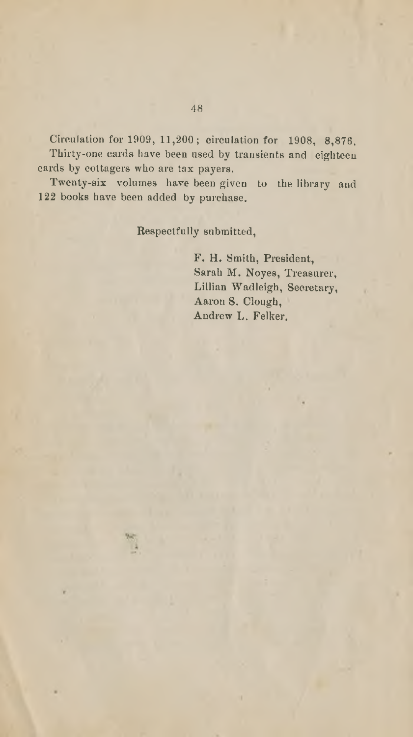Circulation for 1909, 11,200; circulation for 1908, 8,876.

Thirty-one cards have been used by transients and eighteen cards by cottagers who are tax payers.

Twenty-six volumes have been given to the library and 122 books have been added by purchase.

Respectfully submitted,

F. H. Smith, President,  
Sarah M. Noyes, Treasurer,  
Lillian Wadleigh, Secretary,  
Aaron S. Clough,  
Andrew L. Felker.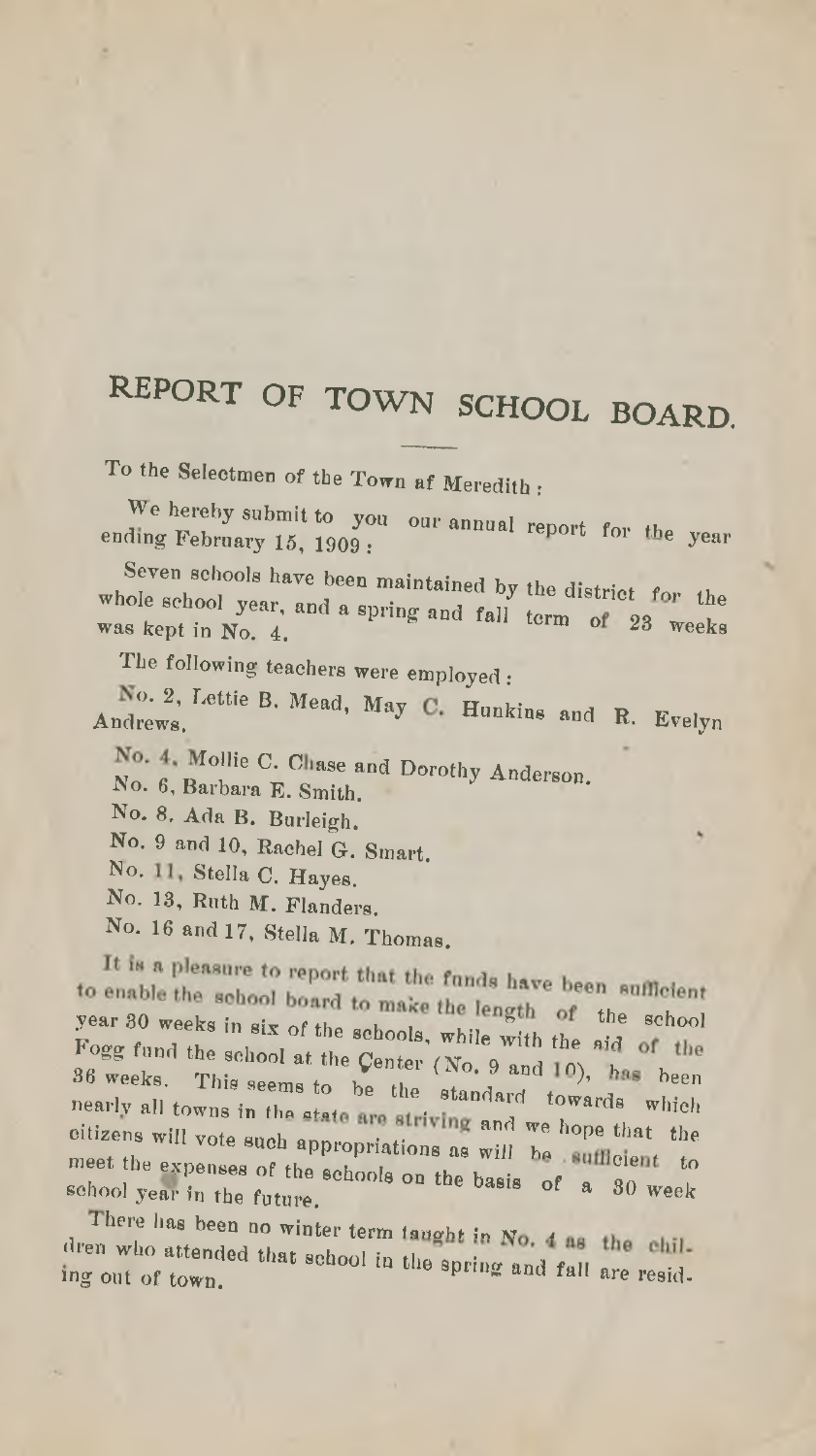# REPORT OF TOWN SCHOOL BOARD.

To the Selectmen of the Town af Meredith:

We hereby submit to you our annual report for the year ending February 15, 1909:

Seven schools have been maintained by the district for the whole school year, and a spring and fall term of 23 weeks was kept in No. 4.

The following teachers were employed:

No. 2, Lettie B. Mead, May C. Hunkins and R. Evelyn Andrews.

No. 4, Mollie C. Chase and Dorothy Anderson.

No. 6, Barbara E. Smith.

No. 8, Ada B. Burleigh.

No. 9 and 10, Rachel G. Smart.

No. 11, Stella C. Hayes.

No. 13, Ruth M. Flanders.

No. 16 and 17, Stella M. Thomas.

It is a pleasure to report that the funds have been sufficient to enable the school board to make the length of the school year 30 weeks in six of the schools, while with the aid of the Fogg fund the school at the Çenter (No. 9 and 10), has been 36 weeks. This seems to be the standard towards which nearly all towns in the state are striving and we hope that the citizens will vote such appropriations as will be sufficient to meet the expenses of the schools on the basis of a 30 week school year in the future.

There has been no winter term taught in No. 4 as the children who attended that school in the spring and fall are residing out of town.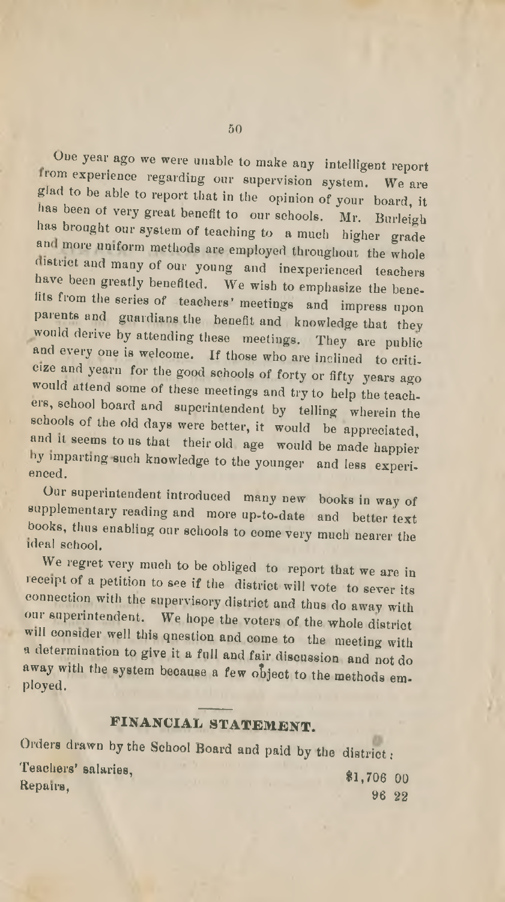One year ago we were unable to make any intelligent report from experience regarding our supervision system. We are glad to be able to report that in the opinion of your board, it has been of very great benefit to our schools. Mr. Burleigh has brought our system of teaching to a much higher grade and more uniform methods are employed throughout the whole district and many of our young and inexperienced teachers have been greatly benefited. We wish to emphasize the benefits from the series of teachers' meetings and impress upon parents and guardians the benefit and knowledge that they would derive by attending these meetings. They are public and every one is welcome. If those who are inclined to criticize and yearn for the good schools of forty or fifty years ago would attend some of these meetings and try to help the teachers, school board and superintendent by telling wherein the schools of the old days were better, it would be appreciated, and it seems to us that their old age would be made happier by imparting such knowledge to the younger and less experienced.

Our superintendent introduced many new books in way of supplementary reading and more up-to-date and better text books, thus enabling our schools to come very much nearer the ideal school.

We regret very much to be obliged to report that we are in receipt of a petition to see if the district will vote to sever its connection with the supervisory district and thus do away with our superintendent. We hope the voters of the whole district will consider well this question and come to the meeting with a determination to give it a full and fair discussion and not do away with the system because a few object to the methods employed.

## FINANCIAL STATEMENT.

Orders drawn by the School Board and paid by the district:

| | |
|---|---|
| Teachers' salaries, | $1,706 00 |
| Repairs, | 96 22 |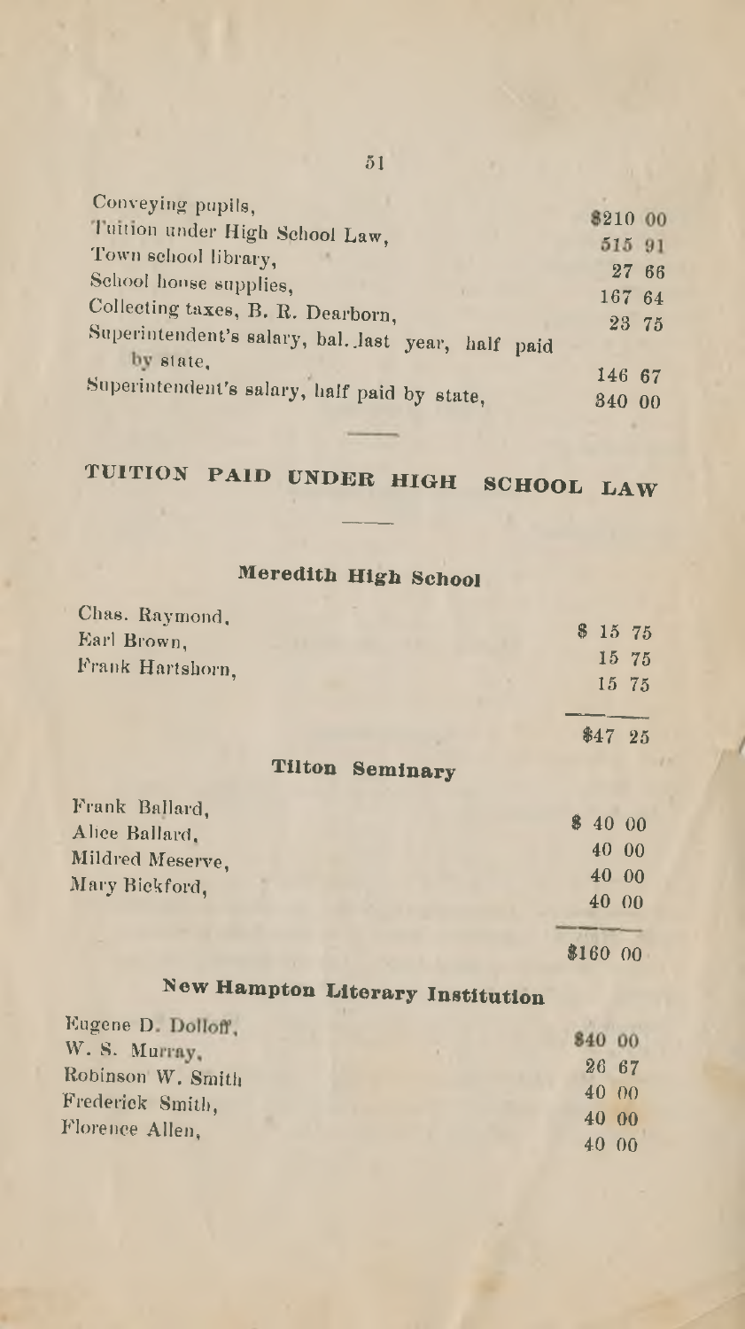| | |
|---|---|
| Conveying pupils, | $210 00 |
| Tuition under High School Law, | 515 91 |
| Town school library, | 27 66 |
| School house supplies, | 167 64 |
| Collecting taxes, B. R. Dearborn, | 23 75 |
| Superintendent's salary, bal. last year, half paid by state, | 146 67 |
| Superintendent's salary, half paid by state, | 340 00 |

## TUITION PAID UNDER HIGH SCHOOL LAW

### Meredith High School

| | |
|---|---|
| Chas. Raymond, | $ 15 75 |
| Earl Brown, | 15 75 |
| Frank Hartshorn, | 15 75 |
| | $47 25 |

### Tilton Seminary

| | |
|---|---|
| Frank Ballard, | $ 40 00 |
| Alice Ballard, | 40 00 |
| Mildred Meserve, | 40 00 |
| Mary Bickford, | 40 00 |
| | $160 00 |

### New Hampton Literary Institution

| | |
|---|---|
| Eugene D. Dolloff, | $40 00 |
| W. S. Murray, | 26 67 |
| Robinson W. Smith | 40 00 |
| Frederick Smith, | 40 00 |
| Florence Allen, | 40 00 |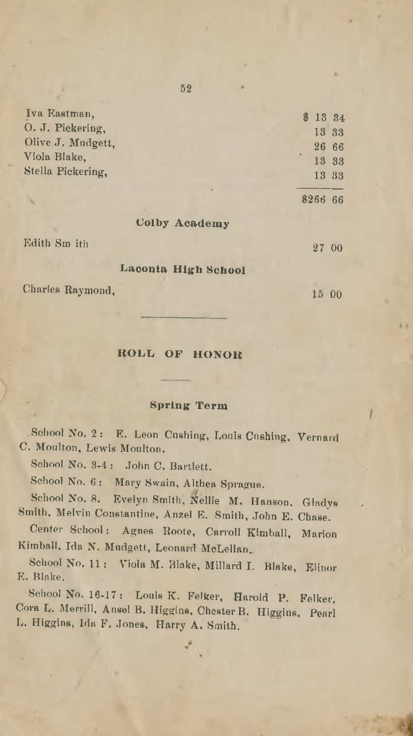| | |
|---|---|
| Iva Eastman, | $ 13 34 |
| O. J. Pickering, | 13 33 |
| Olive J. Mudgett, | 26 66 |
| Viola Blake, | 13 33 |
| Stella Pickering, | 13 33 |
| | $266 66 |

### Colby Academy

| | |
|---|---|
| Edith Sm ith | 27 00 |

### Laconia High School

| | |
|---|---|
| Charles Raymond, | 15 00 |

## ROLL OF HONOR

### Spring Term

School No. 2: E. Leon Cushing, Louis Cushing, Vernard C. Moulton, Lewis Moulton.

School No. 3-4: John C. Bartlett.

School No. 6: Mary Swain, Althea Sprague.

School No. 8. Evelyn Smith, Nellie M. Hanson, Gladys Smith, Melvin Constantine, Anzel E. Smith, John E. Chase.

Center School: Agnes Roote, Carroll Kimball, Marion Kimball, Ida N. Mudgett, Leonard McLellan,.

School No. 11: Viola M. Blake, Millard I. Blake, Elinor E. Blake.

School No. 16-17: Louis K. Felker, Harold P. Felker, Cora L. Merrill, Ansel B. Higgins, Chester B. Higgins, Pearl L. Higgins, Ida F. Jones, Harry A. Smith.